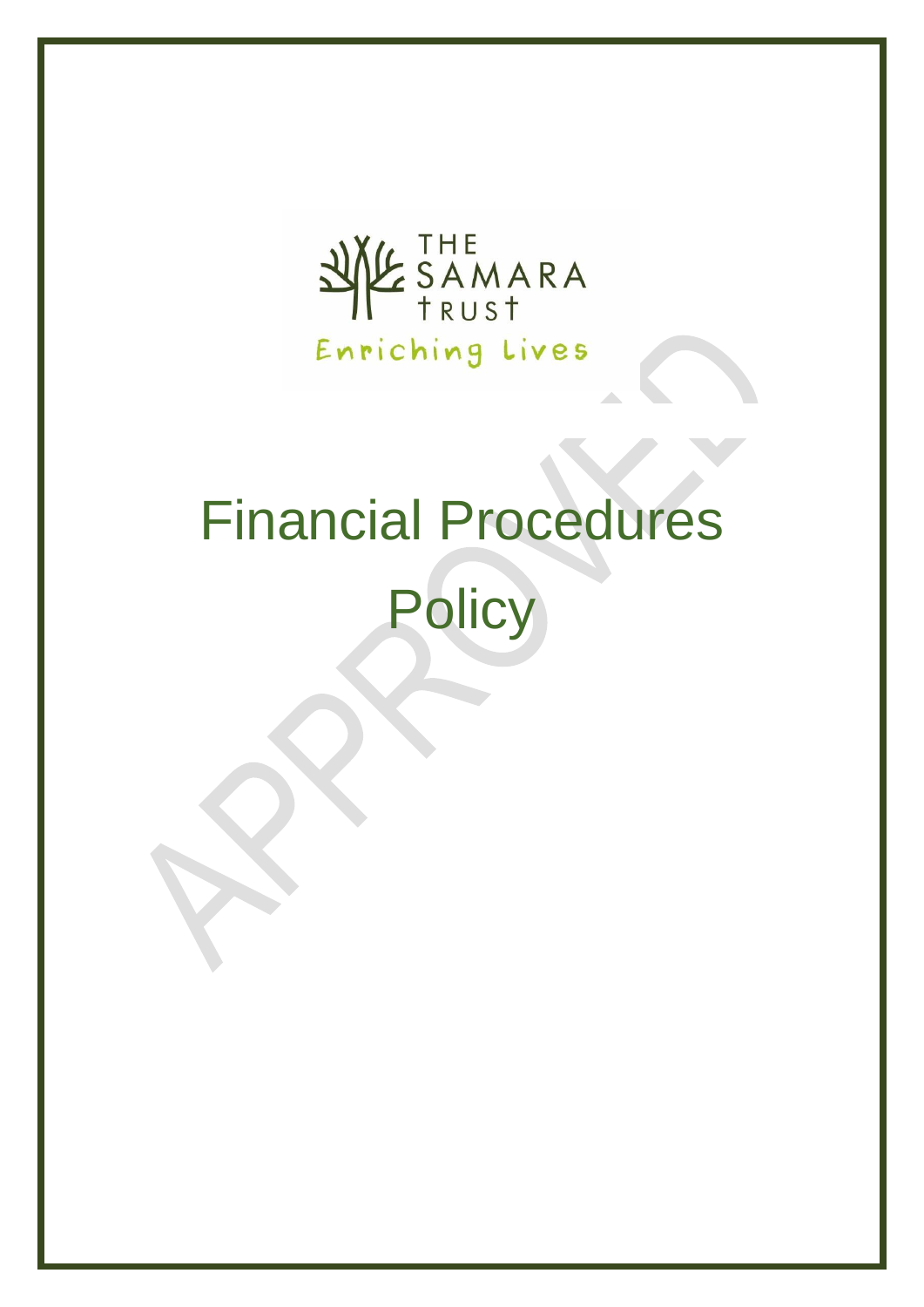THE SAMARA TRUST

Enriching Lives

# Financial Procedures Policy

APPROVED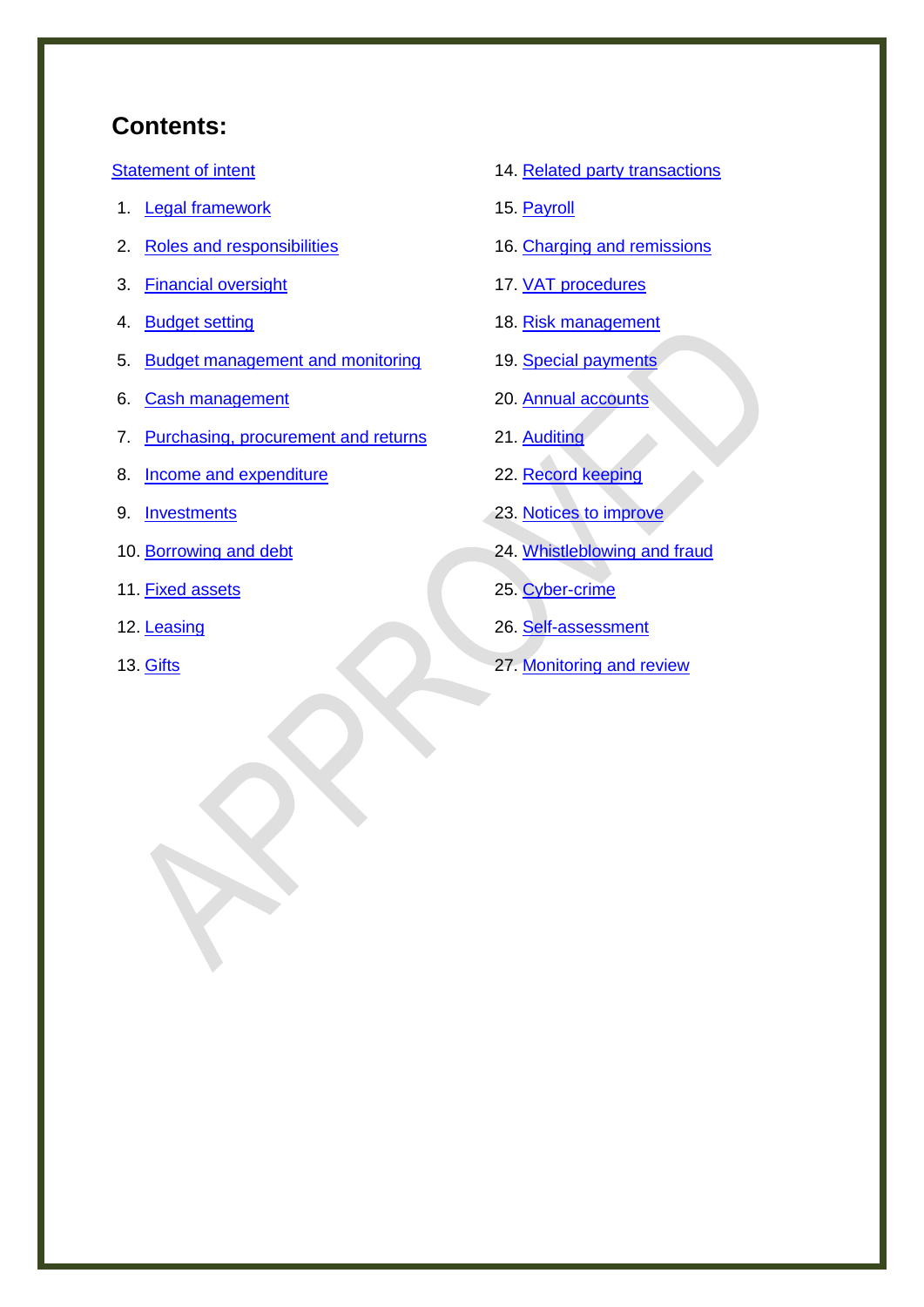## Contents:

Statement of intent

1. Legal framework
2. Roles and responsibilities
3. Financial oversight
4. Budget setting
5. Budget management and monitoring
6. Cash management
7. Purchasing, procurement and returns
8. Income and expenditure
9. Investments
10. Borrowing and debt
11. Fixed assets
12. Leasing
13. Gifts
14. Related party transactions
15. Payroll
16. Charging and remissions
17. VAT procedures
18. Risk management
19. Special payments
20. Annual accounts
21. Auditing
22. Record keeping
23. Notices to improve
24. Whistleblowing and fraud
25. Cyber-crime
26. Self-assessment
27. Monitoring and review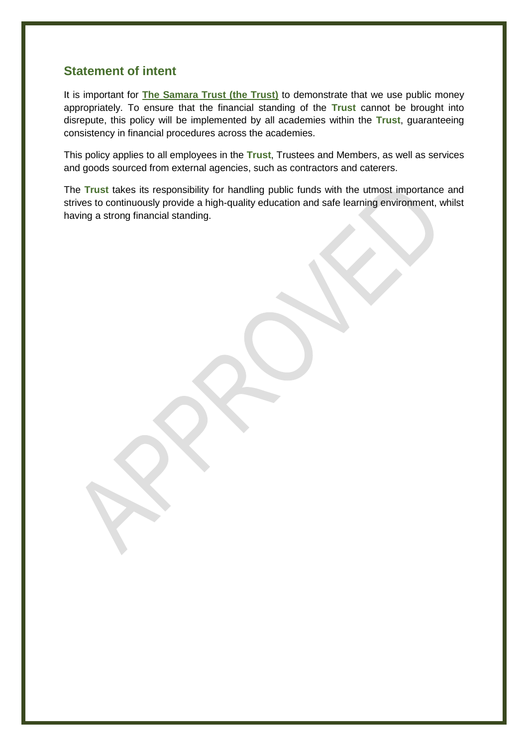## Statement of intent

It is important for **The Samara Trust (the Trust)** to demonstrate that we use public money appropriately. To ensure that the financial standing of the **Trust** cannot be brought into disrepute, this policy will be implemented by all academies within the **Trust**, guaranteeing consistency in financial procedures across the academies.

This policy applies to all employees in the **Trust**, Trustees and Members, as well as services and goods sourced from external agencies, such as contractors and caterers.

The **Trust** takes its responsibility for handling public funds with the utmost importance and strives to continuously provide a high-quality education and safe learning environment, whilst having a strong financial standing.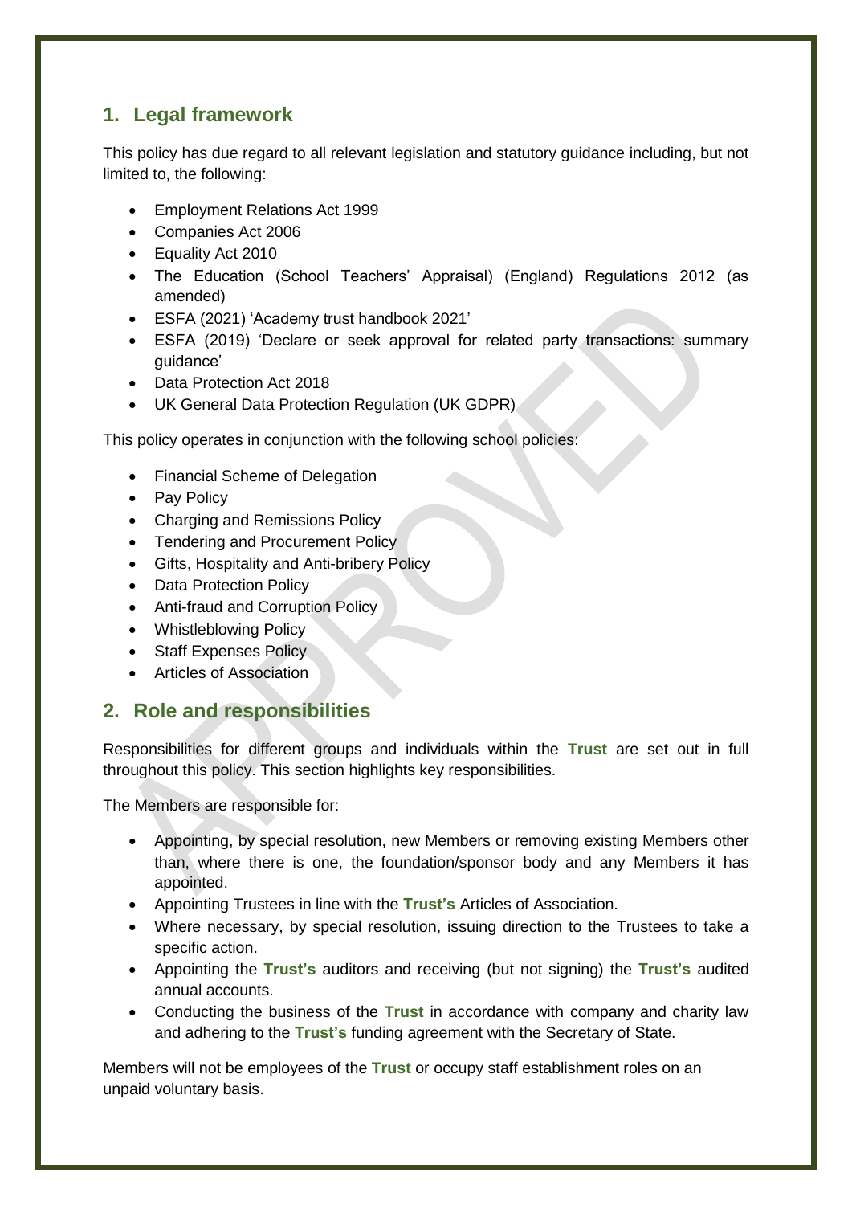## 1. Legal framework

This policy has due regard to all relevant legislation and statutory guidance including, but not limited to, the following:

- Employment Relations Act 1999
- Companies Act 2006
- Equality Act 2010
- The Education (School Teachers' Appraisal) (England) Regulations 2012 (as amended)
- ESFA (2021) 'Academy trust handbook 2021'
- ESFA (2019) 'Declare or seek approval for related party transactions: summary guidance'
- Data Protection Act 2018
- UK General Data Protection Regulation (UK GDPR)

This policy operates in conjunction with the following school policies:

- Financial Scheme of Delegation
- Pay Policy
- Charging and Remissions Policy
- Tendering and Procurement Policy
- Gifts, Hospitality and Anti-bribery Policy
- Data Protection Policy
- Anti-fraud and Corruption Policy
- Whistleblowing Policy
- Staff Expenses Policy
- Articles of Association

## 2. Role and responsibilities

Responsibilities for different groups and individuals within the **Trust** are set out in full throughout this policy. This section highlights key responsibilities.

The Members are responsible for:

- Appointing, by special resolution, new Members or removing existing Members other than, where there is one, the foundation/sponsor body and any Members it has appointed.
- Appointing Trustees in line with the **Trust's** Articles of Association.
- Where necessary, by special resolution, issuing direction to the Trustees to take a specific action.
- Appointing the **Trust's** auditors and receiving (but not signing) the **Trust's** audited annual accounts.
- Conducting the business of the **Trust** in accordance with company and charity law and adhering to the **Trust's** funding agreement with the Secretary of State.

Members will not be employees of the **Trust** or occupy staff establishment roles on an unpaid voluntary basis.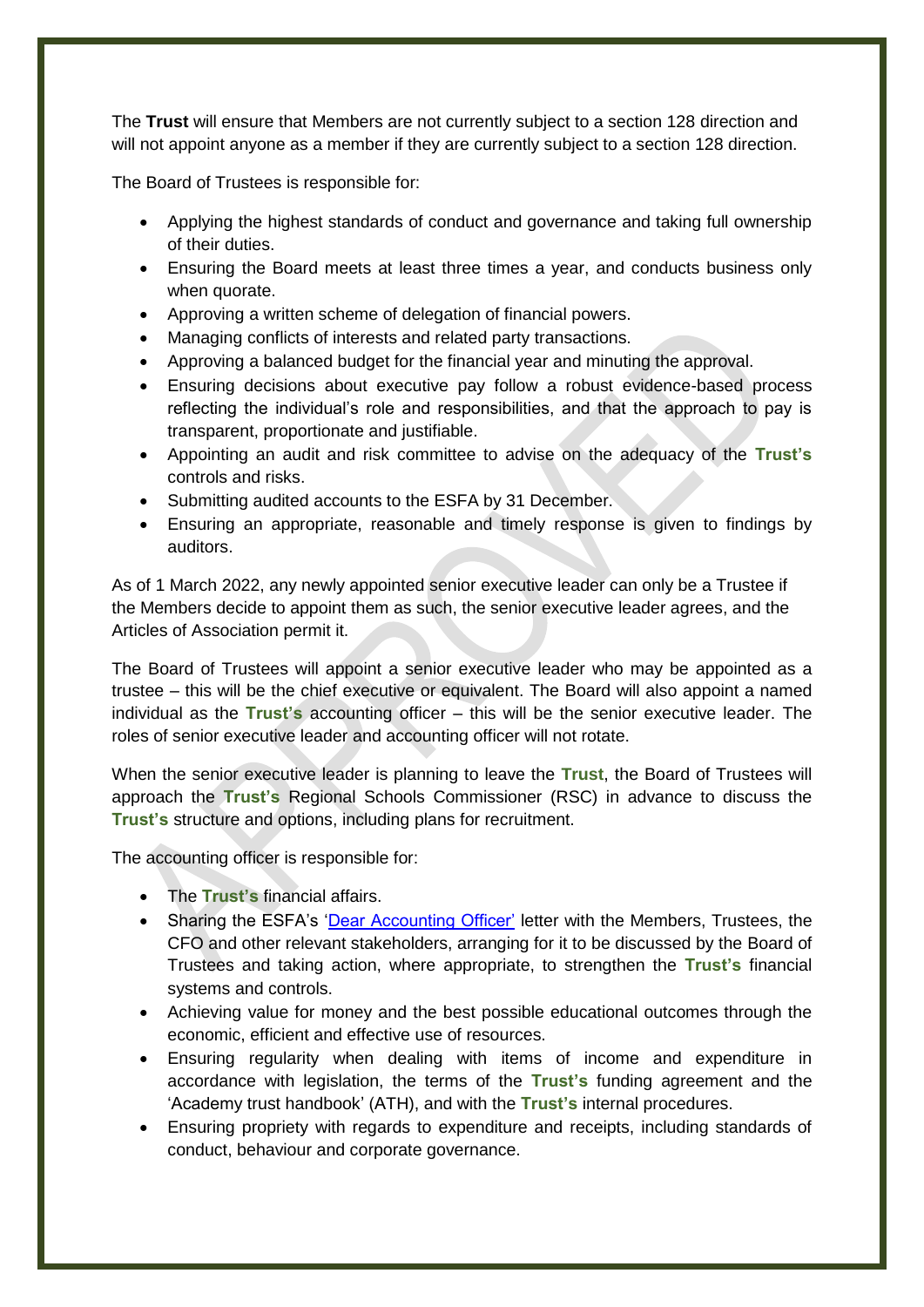The **Trust** will ensure that Members are not currently subject to a section 128 direction and will not appoint anyone as a member if they are currently subject to a section 128 direction.

The Board of Trustees is responsible for:

- Applying the highest standards of conduct and governance and taking full ownership of their duties.
- Ensuring the Board meets at least three times a year, and conducts business only when quorate.
- Approving a written scheme of delegation of financial powers.
- Managing conflicts of interests and related party transactions.
- Approving a balanced budget for the financial year and minuting the approval.
- Ensuring decisions about executive pay follow a robust evidence-based process reflecting the individual's role and responsibilities, and that the approach to pay is transparent, proportionate and justifiable.
- Appointing an audit and risk committee to advise on the adequacy of the **Trust's** controls and risks.
- Submitting audited accounts to the ESFA by 31 December.
- Ensuring an appropriate, reasonable and timely response is given to findings by auditors.

As of 1 March 2022, any newly appointed senior executive leader can only be a Trustee if the Members decide to appoint them as such, the senior executive leader agrees, and the Articles of Association permit it.

The Board of Trustees will appoint a senior executive leader who may be appointed as a trustee – this will be the chief executive or equivalent. The Board will also appoint a named individual as the **Trust's** accounting officer – this will be the senior executive leader. The roles of senior executive leader and accounting officer will not rotate.

When the senior executive leader is planning to leave the **Trust**, the Board of Trustees will approach the **Trust's** Regional Schools Commissioner (RSC) in advance to discuss the **Trust's** structure and options, including plans for recruitment.

The accounting officer is responsible for:

- The **Trust's** financial affairs.
- Sharing the ESFA's '[Dear Accounting Officer'](#) letter with the Members, Trustees, the CFO and other relevant stakeholders, arranging for it to be discussed by the Board of Trustees and taking action, where appropriate, to strengthen the **Trust's** financial systems and controls.
- Achieving value for money and the best possible educational outcomes through the economic, efficient and effective use of resources.
- Ensuring regularity when dealing with items of income and expenditure in accordance with legislation, the terms of the **Trust's** funding agreement and the 'Academy trust handbook' (ATH), and with the **Trust's** internal procedures.
- Ensuring propriety with regards to expenditure and receipts, including standards of conduct, behaviour and corporate governance.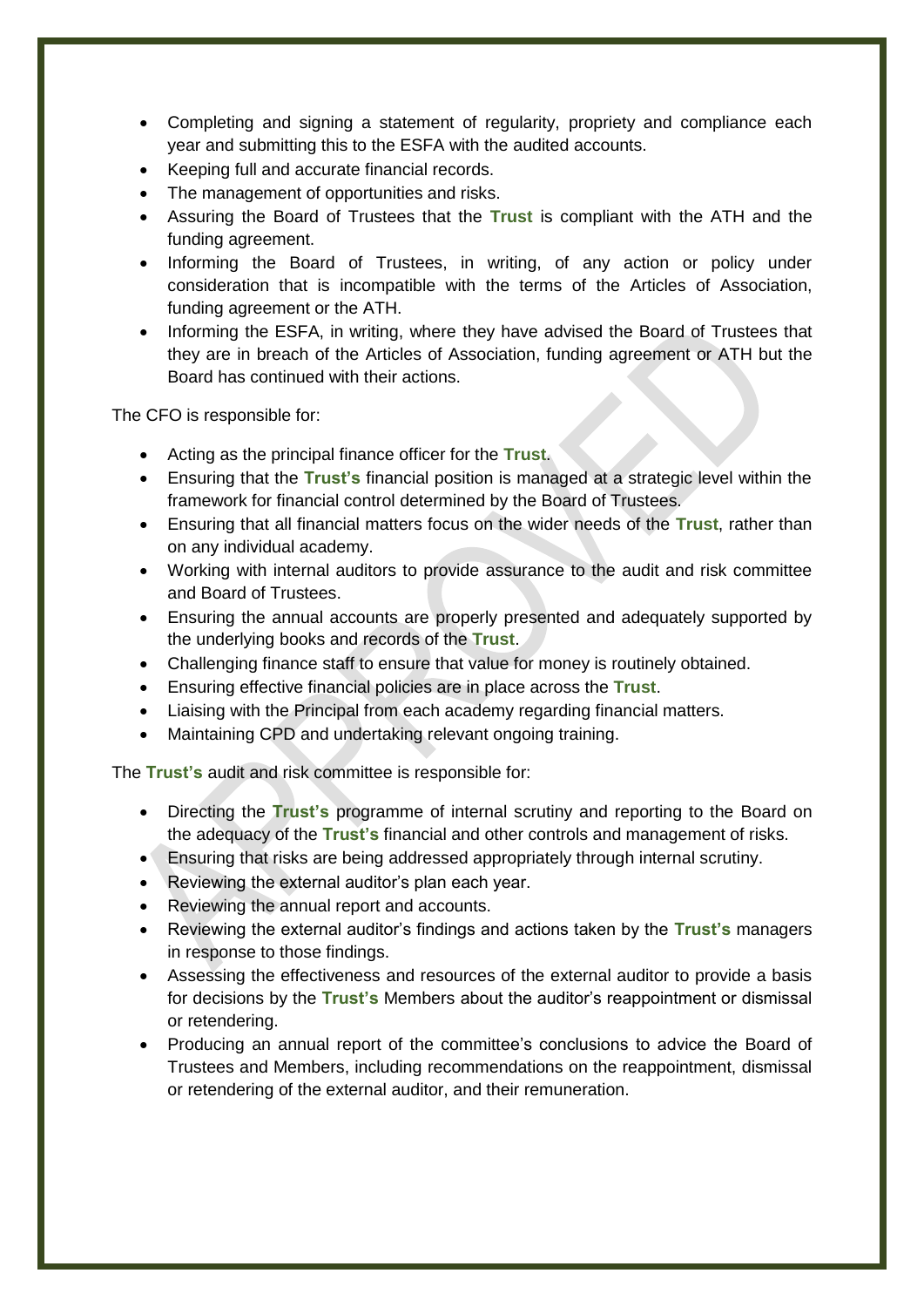- Completing and signing a statement of regularity, propriety and compliance each year and submitting this to the ESFA with the audited accounts.
- Keeping full and accurate financial records.
- The management of opportunities and risks.
- Assuring the Board of Trustees that the **Trust** is compliant with the ATH and the funding agreement.
- Informing the Board of Trustees, in writing, of any action or policy under consideration that is incompatible with the terms of the Articles of Association, funding agreement or the ATH.
- Informing the ESFA, in writing, where they have advised the Board of Trustees that they are in breach of the Articles of Association, funding agreement or ATH but the Board has continued with their actions.

The CFO is responsible for:

- Acting as the principal finance officer for the **Trust**.
- Ensuring that the **Trust's** financial position is managed at a strategic level within the framework for financial control determined by the Board of Trustees.
- Ensuring that all financial matters focus on the wider needs of the **Trust**, rather than on any individual academy.
- Working with internal auditors to provide assurance to the audit and risk committee and Board of Trustees.
- Ensuring the annual accounts are properly presented and adequately supported by the underlying books and records of the **Trust**.
- Challenging finance staff to ensure that value for money is routinely obtained.
- Ensuring effective financial policies are in place across the **Trust**.
- Liaising with the Principal from each academy regarding financial matters.
- Maintaining CPD and undertaking relevant ongoing training.

The **Trust's** audit and risk committee is responsible for:

- Directing the **Trust's** programme of internal scrutiny and reporting to the Board on the adequacy of the **Trust's** financial and other controls and management of risks.
- Ensuring that risks are being addressed appropriately through internal scrutiny.
- Reviewing the external auditor's plan each year.
- Reviewing the annual report and accounts.
- Reviewing the external auditor's findings and actions taken by the **Trust's** managers in response to those findings.
- Assessing the effectiveness and resources of the external auditor to provide a basis for decisions by the **Trust's** Members about the auditor's reappointment or dismissal or retendering.
- Producing an annual report of the committee's conclusions to advice the Board of Trustees and Members, including recommendations on the reappointment, dismissal or retendering of the external auditor, and their remuneration.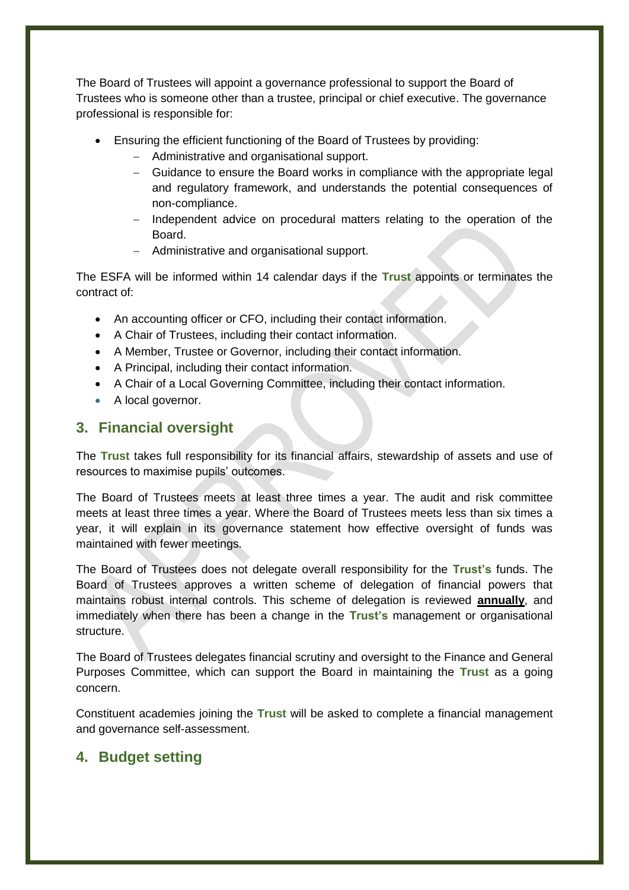The Board of Trustees will appoint a governance professional to support the Board of Trustees who is someone other than a trustee, principal or chief executive. The governance professional is responsible for:

- Ensuring the efficient functioning of the Board of Trustees by providing:
  - Administrative and organisational support.
  - Guidance to ensure the Board works in compliance with the appropriate legal and regulatory framework, and understands the potential consequences of non-compliance.
  - Independent advice on procedural matters relating to the operation of the Board.
  - Administrative and organisational support.

The ESFA will be informed within 14 calendar days if the **Trust** appoints or terminates the contract of:

- An accounting officer or CFO, including their contact information.
- A Chair of Trustees, including their contact information.
- A Member, Trustee or Governor, including their contact information.
- A Principal, including their contact information.
- A Chair of a Local Governing Committee, including their contact information.
- A local governor.

## 3. Financial oversight

The **Trust** takes full responsibility for its financial affairs, stewardship of assets and use of resources to maximise pupils' outcomes.

The Board of Trustees meets at least three times a year. The audit and risk committee meets at least three times a year. Where the Board of Trustees meets less than six times a year, it will explain in its governance statement how effective oversight of funds was maintained with fewer meetings.

The Board of Trustees does not delegate overall responsibility for the **Trust's** funds. The Board of Trustees approves a written scheme of delegation of financial powers that maintains robust internal controls. This scheme of delegation is reviewed **annually**, and immediately when there has been a change in the **Trust's** management or organisational structure.

The Board of Trustees delegates financial scrutiny and oversight to the Finance and General Purposes Committee, which can support the Board in maintaining the **Trust** as a going concern.

Constituent academies joining the **Trust** will be asked to complete a financial management and governance self-assessment.

## 4. Budget setting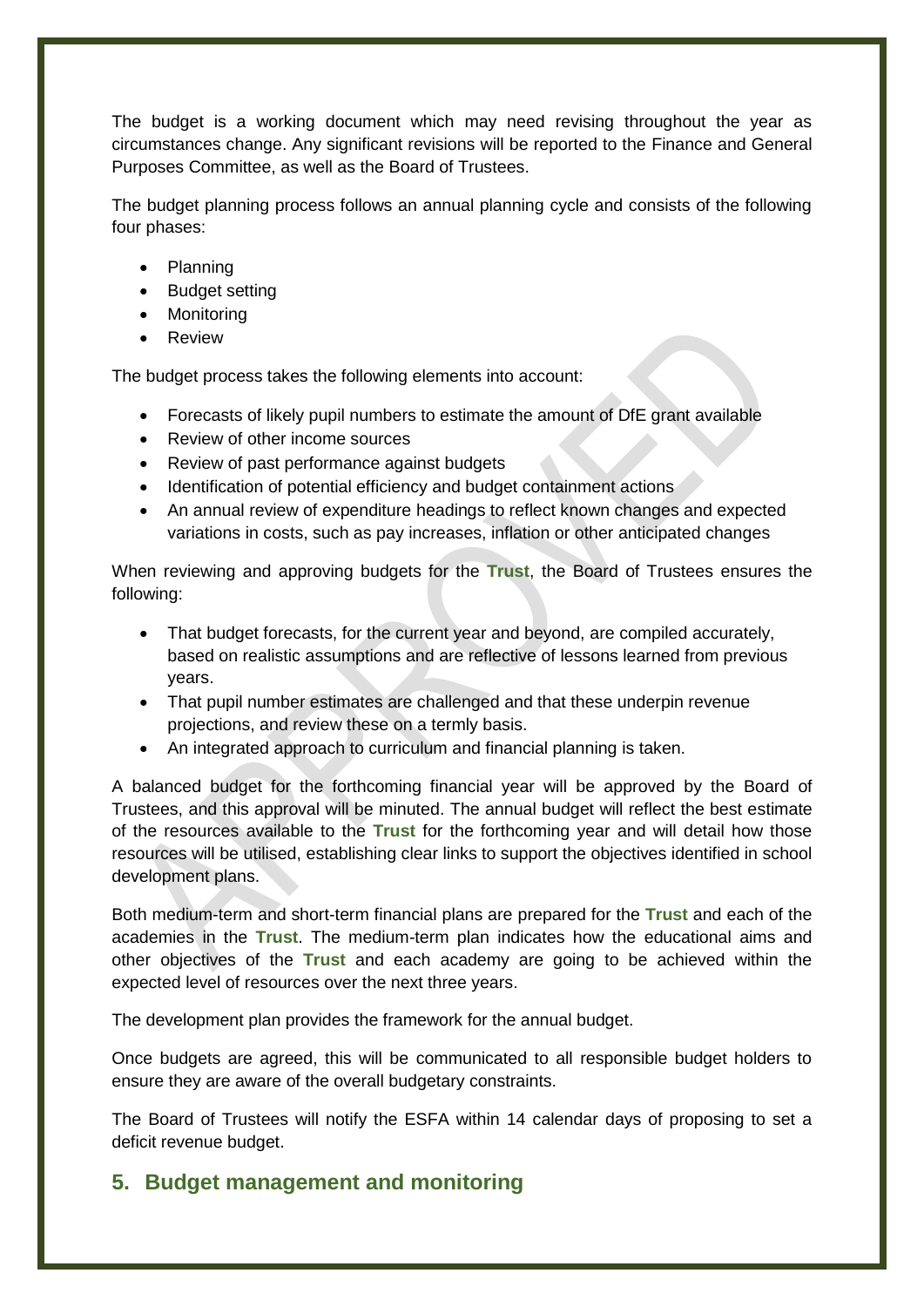The budget is a working document which may need revising throughout the year as circumstances change. Any significant revisions will be reported to the Finance and General Purposes Committee, as well as the Board of Trustees.

The budget planning process follows an annual planning cycle and consists of the following four phases:

- Planning
- Budget setting
- Monitoring
- Review

The budget process takes the following elements into account:

- Forecasts of likely pupil numbers to estimate the amount of DfE grant available
- Review of other income sources
- Review of past performance against budgets
- Identification of potential efficiency and budget containment actions
- An annual review of expenditure headings to reflect known changes and expected variations in costs, such as pay increases, inflation or other anticipated changes

When reviewing and approving budgets for the **Trust**, the Board of Trustees ensures the following:

- That budget forecasts, for the current year and beyond, are compiled accurately, based on realistic assumptions and are reflective of lessons learned from previous years.
- That pupil number estimates are challenged and that these underpin revenue projections, and review these on a termly basis.
- An integrated approach to curriculum and financial planning is taken.

A balanced budget for the forthcoming financial year will be approved by the Board of Trustees, and this approval will be minuted. The annual budget will reflect the best estimate of the resources available to the **Trust** for the forthcoming year and will detail how those resources will be utilised, establishing clear links to support the objectives identified in school development plans.

Both medium-term and short-term financial plans are prepared for the **Trust** and each of the academies in the **Trust**. The medium-term plan indicates how the educational aims and other objectives of the **Trust** and each academy are going to be achieved within the expected level of resources over the next three years.

The development plan provides the framework for the annual budget.

Once budgets are agreed, this will be communicated to all responsible budget holders to ensure they are aware of the overall budgetary constraints.

The Board of Trustees will notify the ESFA within 14 calendar days of proposing to set a deficit revenue budget.

## 5. Budget management and monitoring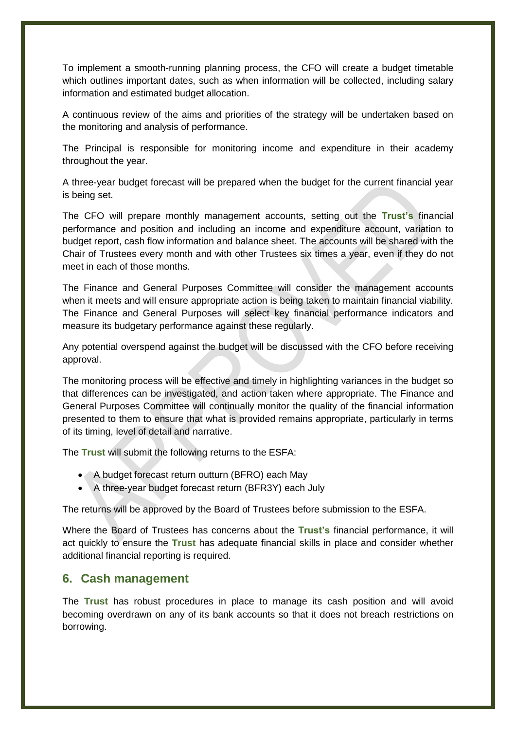To implement a smooth-running planning process, the CFO will create a budget timetable which outlines important dates, such as when information will be collected, including salary information and estimated budget allocation.

A continuous review of the aims and priorities of the strategy will be undertaken based on the monitoring and analysis of performance.

The Principal is responsible for monitoring income and expenditure in their academy throughout the year.

A three-year budget forecast will be prepared when the budget for the current financial year is being set.

The CFO will prepare monthly management accounts, setting out the **Trust's** financial performance and position and including an income and expenditure account, variation to budget report, cash flow information and balance sheet. The accounts will be shared with the Chair of Trustees every month and with other Trustees six times a year, even if they do not meet in each of those months.

The Finance and General Purposes Committee will consider the management accounts when it meets and will ensure appropriate action is being taken to maintain financial viability. The Finance and General Purposes will select key financial performance indicators and measure its budgetary performance against these regularly.

Any potential overspend against the budget will be discussed with the CFO before receiving approval.

The monitoring process will be effective and timely in highlighting variances in the budget so that differences can be investigated, and action taken where appropriate. The Finance and General Purposes Committee will continually monitor the quality of the financial information presented to them to ensure that what is provided remains appropriate, particularly in terms of its timing, level of detail and narrative.

The **Trust** will submit the following returns to the ESFA:

- A budget forecast return outturn (BFRO) each May
- A three-year budget forecast return (BFR3Y) each July

The returns will be approved by the Board of Trustees before submission to the ESFA.

Where the Board of Trustees has concerns about the **Trust's** financial performance, it will act quickly to ensure the **Trust** has adequate financial skills in place and consider whether additional financial reporting is required.

## 6. Cash management

The **Trust** has robust procedures in place to manage its cash position and will avoid becoming overdrawn on any of its bank accounts so that it does not breach restrictions on borrowing.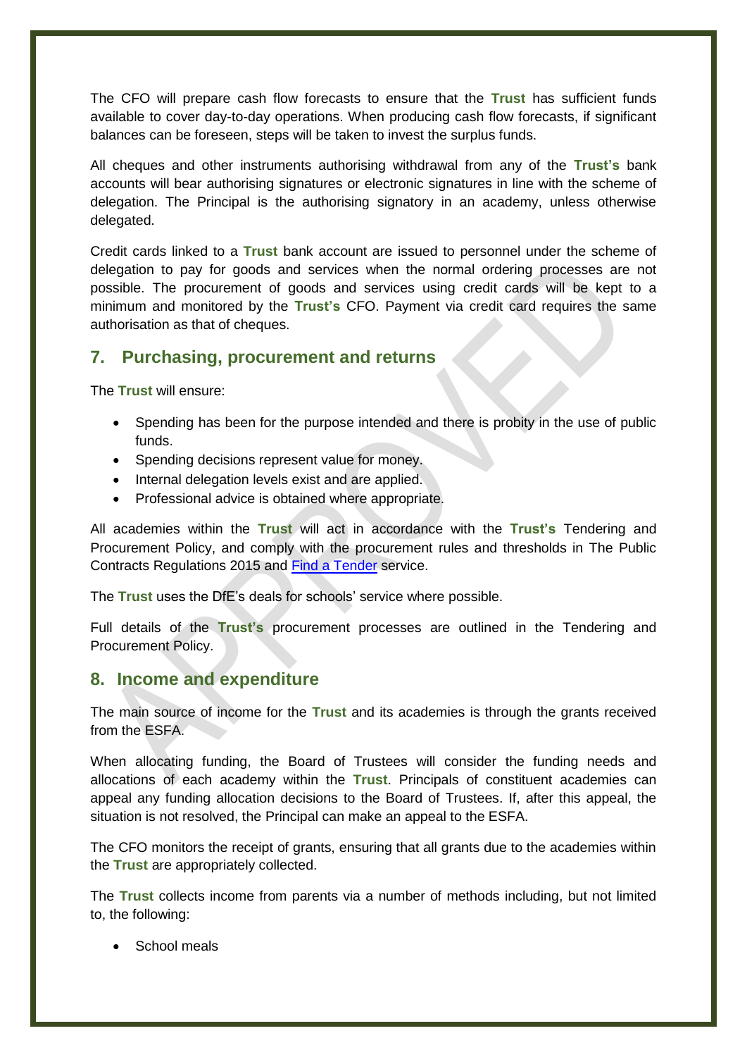The CFO will prepare cash flow forecasts to ensure that the **Trust** has sufficient funds available to cover day-to-day operations. When producing cash flow forecasts, if significant balances can be foreseen, steps will be taken to invest the surplus funds.

All cheques and other instruments authorising withdrawal from any of the **Trust's** bank accounts will bear authorising signatures or electronic signatures in line with the scheme of delegation. The Principal is the authorising signatory in an academy, unless otherwise delegated.

Credit cards linked to a **Trust** bank account are issued to personnel under the scheme of delegation to pay for goods and services when the normal ordering processes are not possible. The procurement of goods and services using credit cards will be kept to a minimum and monitored by the **Trust's** CFO. Payment via credit card requires the same authorisation as that of cheques.

## 7. Purchasing, procurement and returns

The **Trust** will ensure:

- Spending has been for the purpose intended and there is probity in the use of public funds.
- Spending decisions represent value for money.
- Internal delegation levels exist and are applied.
- Professional advice is obtained where appropriate.

All academies within the **Trust** will act in accordance with the **Trust's** Tendering and Procurement Policy, and comply with the procurement rules and thresholds in The Public Contracts Regulations 2015 and [Find a Tender]() service.

The **Trust** uses the DfE's deals for schools' service where possible.

Full details of the **Trust's** procurement processes are outlined in the Tendering and Procurement Policy.

## 8. Income and expenditure

The main source of income for the **Trust** and its academies is through the grants received from the ESFA.

When allocating funding, the Board of Trustees will consider the funding needs and allocations of each academy within the **Trust**. Principals of constituent academies can appeal any funding allocation decisions to the Board of Trustees. If, after this appeal, the situation is not resolved, the Principal can make an appeal to the ESFA.

The CFO monitors the receipt of grants, ensuring that all grants due to the academies within the **Trust** are appropriately collected.

The **Trust** collects income from parents via a number of methods including, but not limited to, the following:

- School meals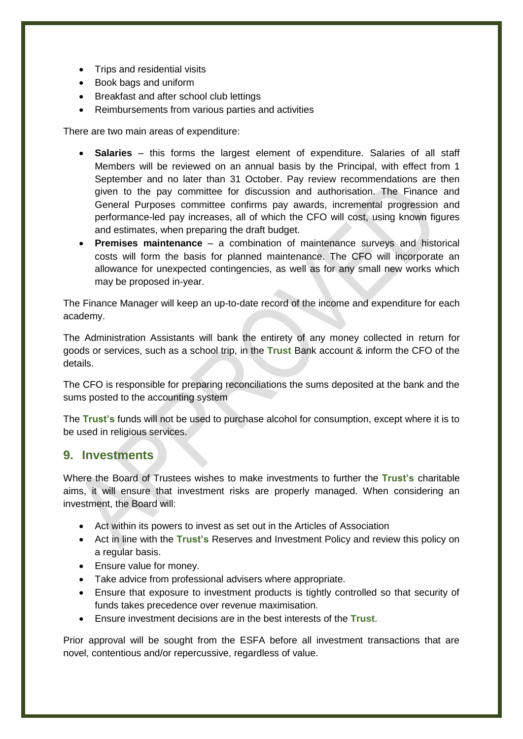- Trips and residential visits
- Book bags and uniform
- Breakfast and after school club lettings
- Reimbursements from various parties and activities

There are two main areas of expenditure:

- **Salaries** – this forms the largest element of expenditure. Salaries of all staff Members will be reviewed on an annual basis by the Principal, with effect from 1 September and no later than 31 October. Pay review recommendations are then given to the pay committee for discussion and authorisation. The Finance and General Purposes committee confirms pay awards, incremental progression and performance-led pay increases, all of which the CFO will cost, using known figures and estimates, when preparing the draft budget.
- **Premises maintenance** – a combination of maintenance surveys and historical costs will form the basis for planned maintenance. The CFO will incorporate an allowance for unexpected contingencies, as well as for any small new works which may be proposed in-year.

The Finance Manager will keep an up-to-date record of the income and expenditure for each academy.

The Administration Assistants will bank the entirety of any money collected in return for goods or services, such as a school trip, in the **Trust** Bank account & inform the CFO of the details.

The CFO is responsible for preparing reconciliations the sums deposited at the bank and the sums posted to the accounting system

The **Trust's** funds will not be used to purchase alcohol for consumption, except where it is to be used in religious services.

## 9. Investments

Where the Board of Trustees wishes to make investments to further the **Trust's** charitable aims, it will ensure that investment risks are properly managed. When considering an investment, the Board will:

- Act within its powers to invest as set out in the Articles of Association
- Act in line with the **Trust's** Reserves and Investment Policy and review this policy on a regular basis.
- Ensure value for money.
- Take advice from professional advisers where appropriate.
- Ensure that exposure to investment products is tightly controlled so that security of funds takes precedence over revenue maximisation.
- Ensure investment decisions are in the best interests of the **Trust**.

Prior approval will be sought from the ESFA before all investment transactions that are novel, contentious and/or repercussive, regardless of value.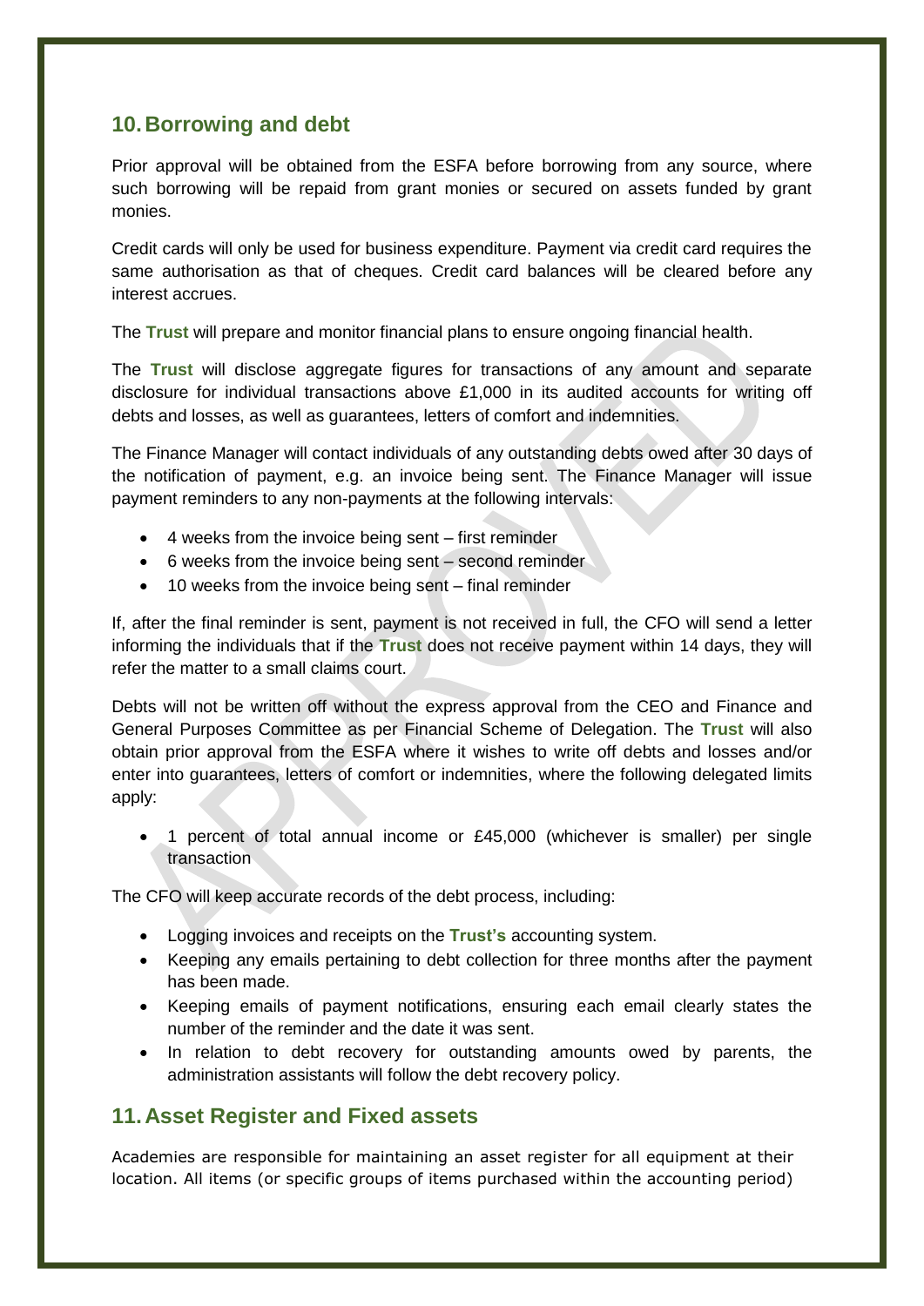## 10. Borrowing and debt

Prior approval will be obtained from the ESFA before borrowing from any source, where such borrowing will be repaid from grant monies or secured on assets funded by grant monies.

Credit cards will only be used for business expenditure. Payment via credit card requires the same authorisation as that of cheques. Credit card balances will be cleared before any interest accrues.

The **Trust** will prepare and monitor financial plans to ensure ongoing financial health.

The **Trust** will disclose aggregate figures for transactions of any amount and separate disclosure for individual transactions above £1,000 in its audited accounts for writing off debts and losses, as well as guarantees, letters of comfort and indemnities.

The Finance Manager will contact individuals of any outstanding debts owed after 30 days of the notification of payment, e.g. an invoice being sent. The Finance Manager will issue payment reminders to any non-payments at the following intervals:

- 4 weeks from the invoice being sent – first reminder
- 6 weeks from the invoice being sent – second reminder
- 10 weeks from the invoice being sent – final reminder

If, after the final reminder is sent, payment is not received in full, the CFO will send a letter informing the individuals that if the **Trust** does not receive payment within 14 days, they will refer the matter to a small claims court.

Debts will not be written off without the express approval from the CEO and Finance and General Purposes Committee as per Financial Scheme of Delegation. The **Trust** will also obtain prior approval from the ESFA where it wishes to write off debts and losses and/or enter into guarantees, letters of comfort or indemnities, where the following delegated limits apply:

- 1 percent of total annual income or £45,000 (whichever is smaller) per single transaction

The CFO will keep accurate records of the debt process, including:

- Logging invoices and receipts on the **Trust's** accounting system.
- Keeping any emails pertaining to debt collection for three months after the payment has been made.
- Keeping emails of payment notifications, ensuring each email clearly states the number of the reminder and the date it was sent.
- In relation to debt recovery for outstanding amounts owed by parents, the administration assistants will follow the debt recovery policy.

## 11. Asset Register and Fixed assets

Academies are responsible for maintaining an asset register for all equipment at their location. All items (or specific groups of items purchased within the accounting period)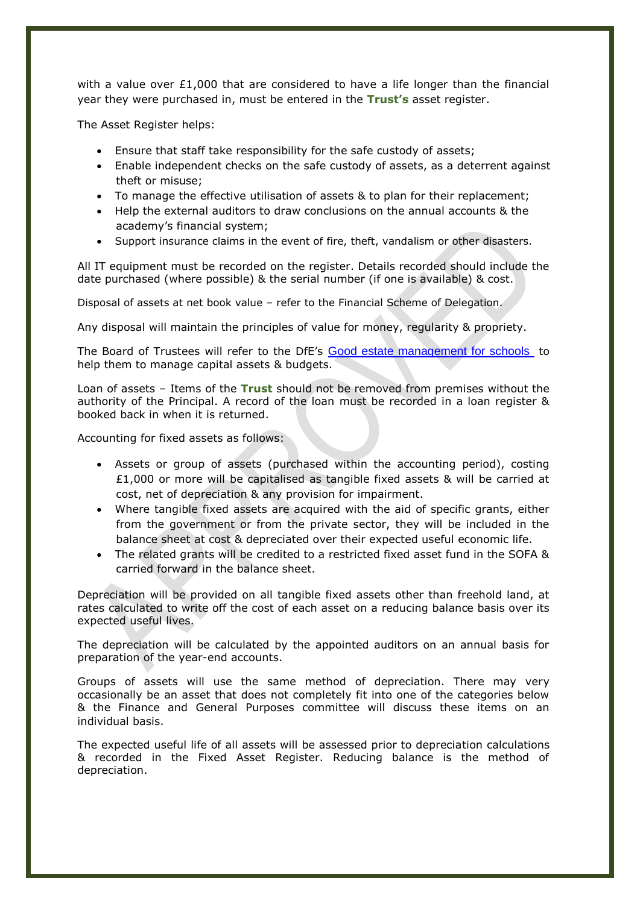with a value over £1,000 that are considered to have a life longer than the financial year they were purchased in, must be entered in the **Trust's** asset register.

The Asset Register helps:

- Ensure that staff take responsibility for the safe custody of assets;
- Enable independent checks on the safe custody of assets, as a deterrent against theft or misuse;
- To manage the effective utilisation of assets & to plan for their replacement;
- Help the external auditors to draw conclusions on the annual accounts & the academy's financial system;
- Support insurance claims in the event of fire, theft, vandalism or other disasters.

All IT equipment must be recorded on the register. Details recorded should include the date purchased (where possible) & the serial number (if one is available) & cost.

Disposal of assets at net book value – refer to the Financial Scheme of Delegation.

Any disposal will maintain the principles of value for money, regularity & propriety.

The Board of Trustees will refer to the DfE's Good estate management for schools to help them to manage capital assets & budgets.

Loan of assets – Items of the **Trust** should not be removed from premises without the authority of the Principal. A record of the loan must be recorded in a loan register & booked back in when it is returned.

Accounting for fixed assets as follows:

- Assets or group of assets (purchased within the accounting period), costing £1,000 or more will be capitalised as tangible fixed assets & will be carried at cost, net of depreciation & any provision for impairment.
- Where tangible fixed assets are acquired with the aid of specific grants, either from the government or from the private sector, they will be included in the balance sheet at cost & depreciated over their expected useful economic life.
- The related grants will be credited to a restricted fixed asset fund in the SOFA & carried forward in the balance sheet.

Depreciation will be provided on all tangible fixed assets other than freehold land, at rates calculated to write off the cost of each asset on a reducing balance basis over its expected useful lives.

The depreciation will be calculated by the appointed auditors on an annual basis for preparation of the year-end accounts.

Groups of assets will use the same method of depreciation. There may very occasionally be an asset that does not completely fit into one of the categories below & the Finance and General Purposes committee will discuss these items on an individual basis.

The expected useful life of all assets will be assessed prior to depreciation calculations & recorded in the Fixed Asset Register. Reducing balance is the method of depreciation.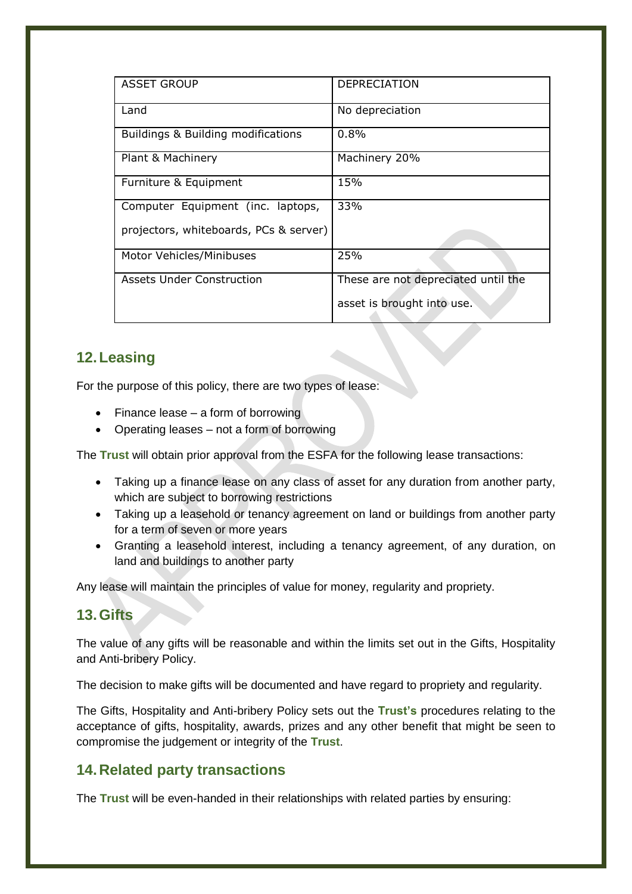| ASSET GROUP | DEPRECIATION |
| --- | --- |
| Land | No depreciation |
| Buildings & Building modifications | 0.8% |
| Plant & Machinery | Machinery 20% |
| Furniture & Equipment | 15% |
| Computer Equipment (inc. laptops, projectors, whiteboards, PCs & server) | 33% |
| Motor Vehicles/Minibuses | 25% |
| Assets Under Construction | These are not depreciated until the asset is brought into use. |

## 12. Leasing

For the purpose of this policy, there are two types of lease:

- Finance lease – a form of borrowing
- Operating leases – not a form of borrowing

The **Trust** will obtain prior approval from the ESFA for the following lease transactions:

- Taking up a finance lease on any class of asset for any duration from another party, which are subject to borrowing restrictions
- Taking up a leasehold or tenancy agreement on land or buildings from another party for a term of seven or more years
- Granting a leasehold interest, including a tenancy agreement, of any duration, on land and buildings to another party

Any lease will maintain the principles of value for money, regularity and propriety.

## 13. Gifts

The value of any gifts will be reasonable and within the limits set out in the Gifts, Hospitality and Anti-bribery Policy.

The decision to make gifts will be documented and have regard to propriety and regularity.

The Gifts, Hospitality and Anti-bribery Policy sets out the **Trust's** procedures relating to the acceptance of gifts, hospitality, awards, prizes and any other benefit that might be seen to compromise the judgement or integrity of the **Trust**.

## 14. Related party transactions

The **Trust** will be even-handed in their relationships with related parties by ensuring: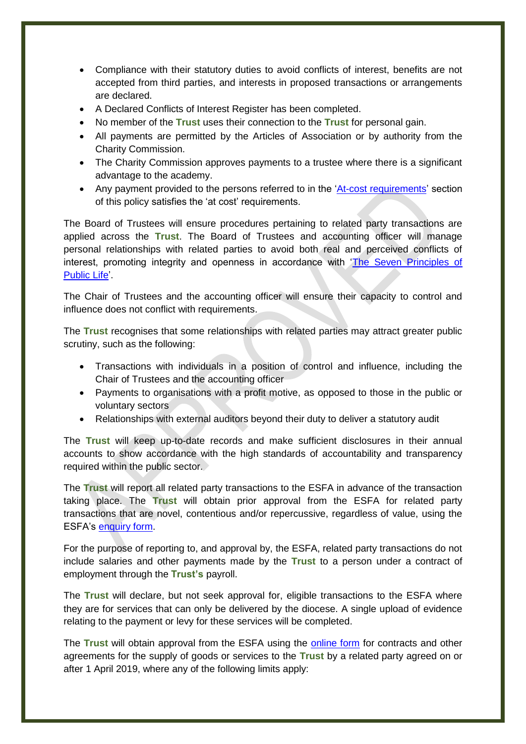- Compliance with their statutory duties to avoid conflicts of interest, benefits are not accepted from third parties, and interests in proposed transactions or arrangements are declared.
- A Declared Conflicts of Interest Register has been completed.
- No member of the **Trust** uses their connection to the **Trust** for personal gain.
- All payments are permitted by the Articles of Association or by authority from the Charity Commission.
- The Charity Commission approves payments to a trustee where there is a significant advantage to the academy.
- Any payment provided to the persons referred to in the 'At-cost requirements' section of this policy satisfies the 'at cost' requirements.

The Board of Trustees will ensure procedures pertaining to related party transactions are applied across the **Trust**. The Board of Trustees and accounting officer will manage personal relationships with related parties to avoid both real and perceived conflicts of interest, promoting integrity and openness in accordance with 'The Seven Principles of Public Life'.

The Chair of Trustees and the accounting officer will ensure their capacity to control and influence does not conflict with requirements.

The **Trust** recognises that some relationships with related parties may attract greater public scrutiny, such as the following:

- Transactions with individuals in a position of control and influence, including the Chair of Trustees and the accounting officer
- Payments to organisations with a profit motive, as opposed to those in the public or voluntary sectors
- Relationships with external auditors beyond their duty to deliver a statutory audit

The **Trust** will keep up-to-date records and make sufficient disclosures in their annual accounts to show accordance with the high standards of accountability and transparency required within the public sector.

The **Trust** will report all related party transactions to the ESFA in advance of the transaction taking place. The **Trust** will obtain prior approval from the ESFA for related party transactions that are novel, contentious and/or repercussive, regardless of value, using the ESFA's enquiry form.

For the purpose of reporting to, and approval by, the ESFA, related party transactions do not include salaries and other payments made by the **Trust** to a person under a contract of employment through the **Trust's** payroll.

The **Trust** will declare, but not seek approval for, eligible transactions to the ESFA where they are for services that can only be delivered by the diocese. A single upload of evidence relating to the payment or levy for these services will be completed.

The **Trust** will obtain approval from the ESFA using the online form for contracts and other agreements for the supply of goods or services to the **Trust** by a related party agreed on or after 1 April 2019, where any of the following limits apply: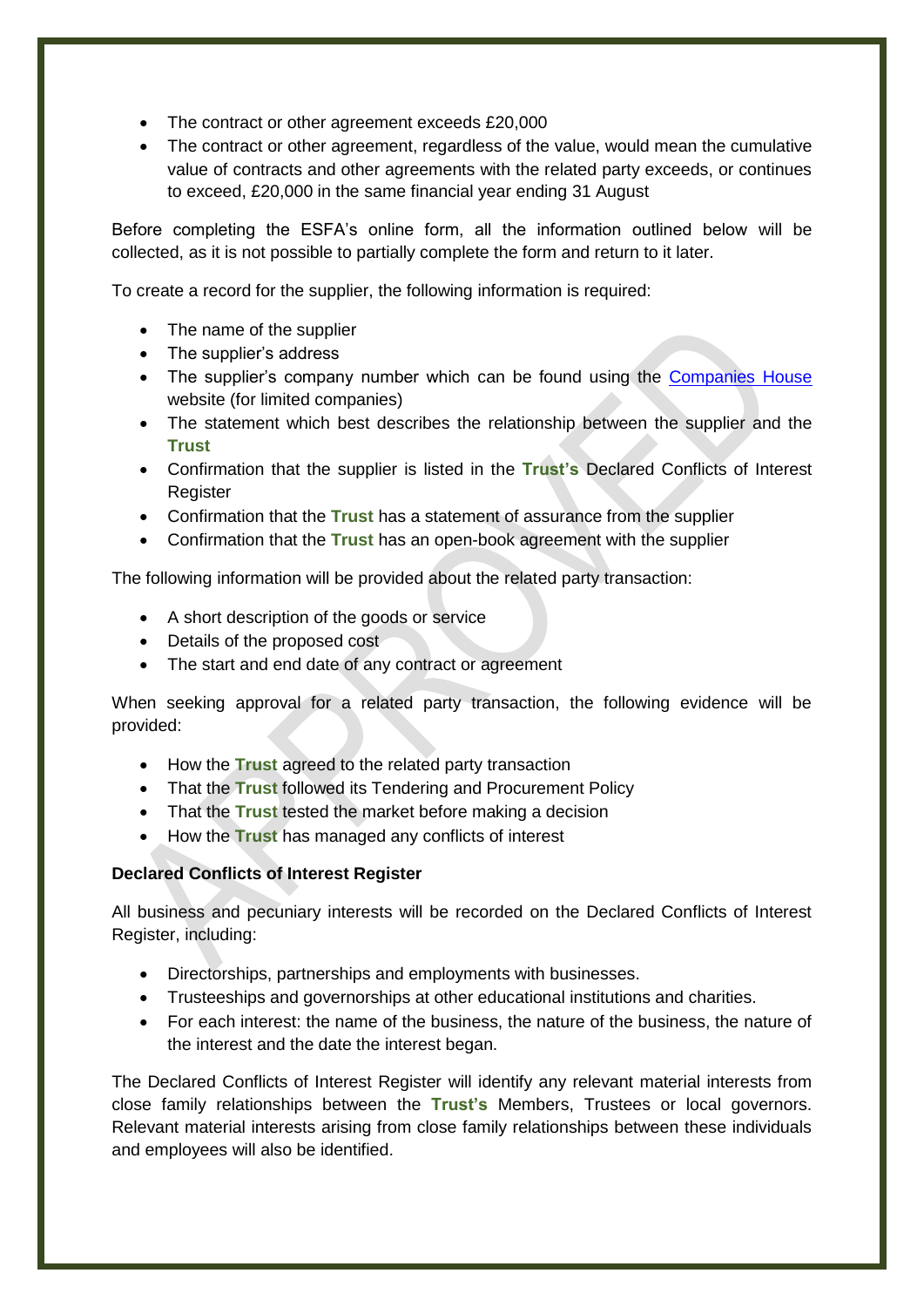- The contract or other agreement exceeds £20,000
- The contract or other agreement, regardless of the value, would mean the cumulative value of contracts and other agreements with the related party exceeds, or continues to exceed, £20,000 in the same financial year ending 31 August

Before completing the ESFA's online form, all the information outlined below will be collected, as it is not possible to partially complete the form and return to it later.

To create a record for the supplier, the following information is required:

- The name of the supplier
- The supplier's address
- The supplier's company number which can be found using the Companies House website (for limited companies)
- The statement which best describes the relationship between the supplier and the **Trust**
- Confirmation that the supplier is listed in the **Trust's** Declared Conflicts of Interest Register
- Confirmation that the **Trust** has a statement of assurance from the supplier
- Confirmation that the **Trust** has an open-book agreement with the supplier

The following information will be provided about the related party transaction:

- A short description of the goods or service
- Details of the proposed cost
- The start and end date of any contract or agreement

When seeking approval for a related party transaction, the following evidence will be provided:

- How the **Trust** agreed to the related party transaction
- That the **Trust** followed its Tendering and Procurement Policy
- That the **Trust** tested the market before making a decision
- How the **Trust** has managed any conflicts of interest

**Declared Conflicts of Interest Register**

All business and pecuniary interests will be recorded on the Declared Conflicts of Interest Register, including:

- Directorships, partnerships and employments with businesses.
- Trusteeships and governorships at other educational institutions and charities.
- For each interest: the name of the business, the nature of the business, the nature of the interest and the date the interest began.

The Declared Conflicts Register will identify any relevant material interests from close family relationships between the **Trust's** Members, Trustees or local governors. Relevant material interests arising from close family relationships between these individuals and employees will also be identified.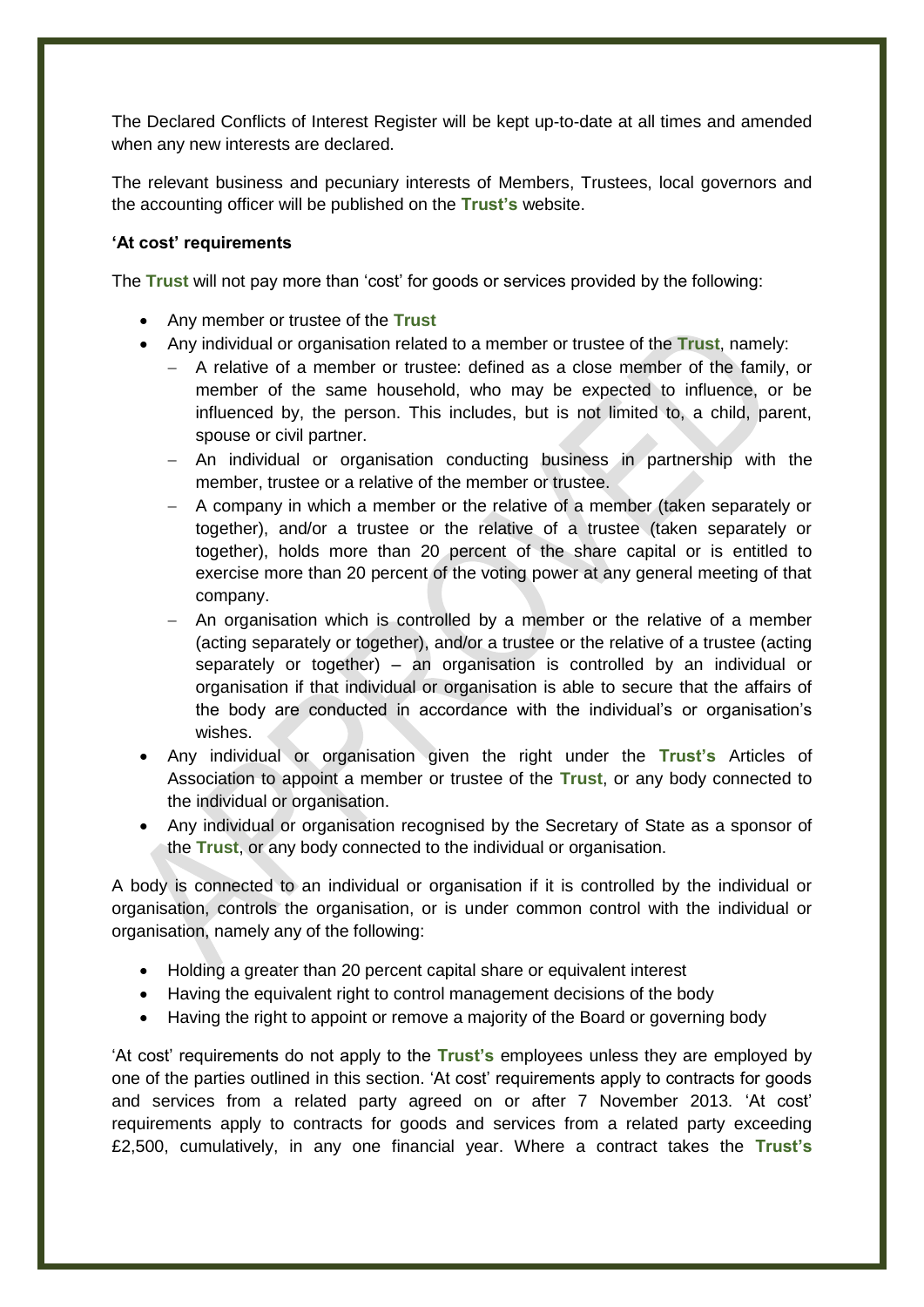The Declared Conflicts of Interest Register will be kept up-to-date at all times and amended when any new interests are declared.

The relevant business and pecuniary interests of Members, Trustees, local governors and the accounting officer will be published on the **Trust's** website.

**'At cost' requirements**

The **Trust** will not pay more than 'cost' for goods or services provided by the following:

- Any member or trustee of the **Trust**
- Any individual or organisation related to a member or trustee of the **Trust**, namely:
  - A relative of a member or trustee: defined as a close member of the family, or member of the same household, who may be expected to influence, or be influenced by, the person. This includes, but is not limited to, a child, parent, spouse or civil partner.
  - An individual or organisation conducting business in partnership with the member, trustee or a relative of the member or trustee.
  - A company in which a member or the relative of a member (taken separately or together), and/or a trustee or the relative of a trustee (taken separately or together), holds more than 20 percent of the share capital or is entitled to exercise more than 20 percent of the voting power at any general meeting of that company.
  - An organisation which is controlled by a member or the relative of a member (acting separately or together), and/or a trustee or the relative of a trustee (acting separately or together) – an organisation is controlled by an individual or organisation if that individual or organisation is able to secure that the affairs of the body are conducted in accordance with the individual's or organisation's wishes.
- Any individual or organisation given the right under the **Trust's** Articles of Association to appoint a member or trustee of the **Trust**, or any body connected to the individual or organisation.
- Any individual or organisation recognised by the Secretary of State as a sponsor of the **Trust**, or any body connected to the individual or organisation.

A body is connected to an individual or organisation if it is controlled by the individual or organisation, controls the organisation, or is under common control with the individual or organisation, namely any of the following:

- Holding a greater than 20 percent capital share or equivalent interest
- Having the equivalent right to control management decisions of the body
- Having the right to appoint or remove a majority of the Board or governing body

'At cost' requirements do not apply to the **Trust's** employees unless they are employed by one of the parties outlined in this section. 'At cost' requirements apply to contracts for goods and services from a related party agreed on or after 7 November 2013. 'At cost' requirements apply to contracts for goods and services from a related party exceeding £2,500, cumulatively, in any one financial year. Where a contract takes the **Trust's**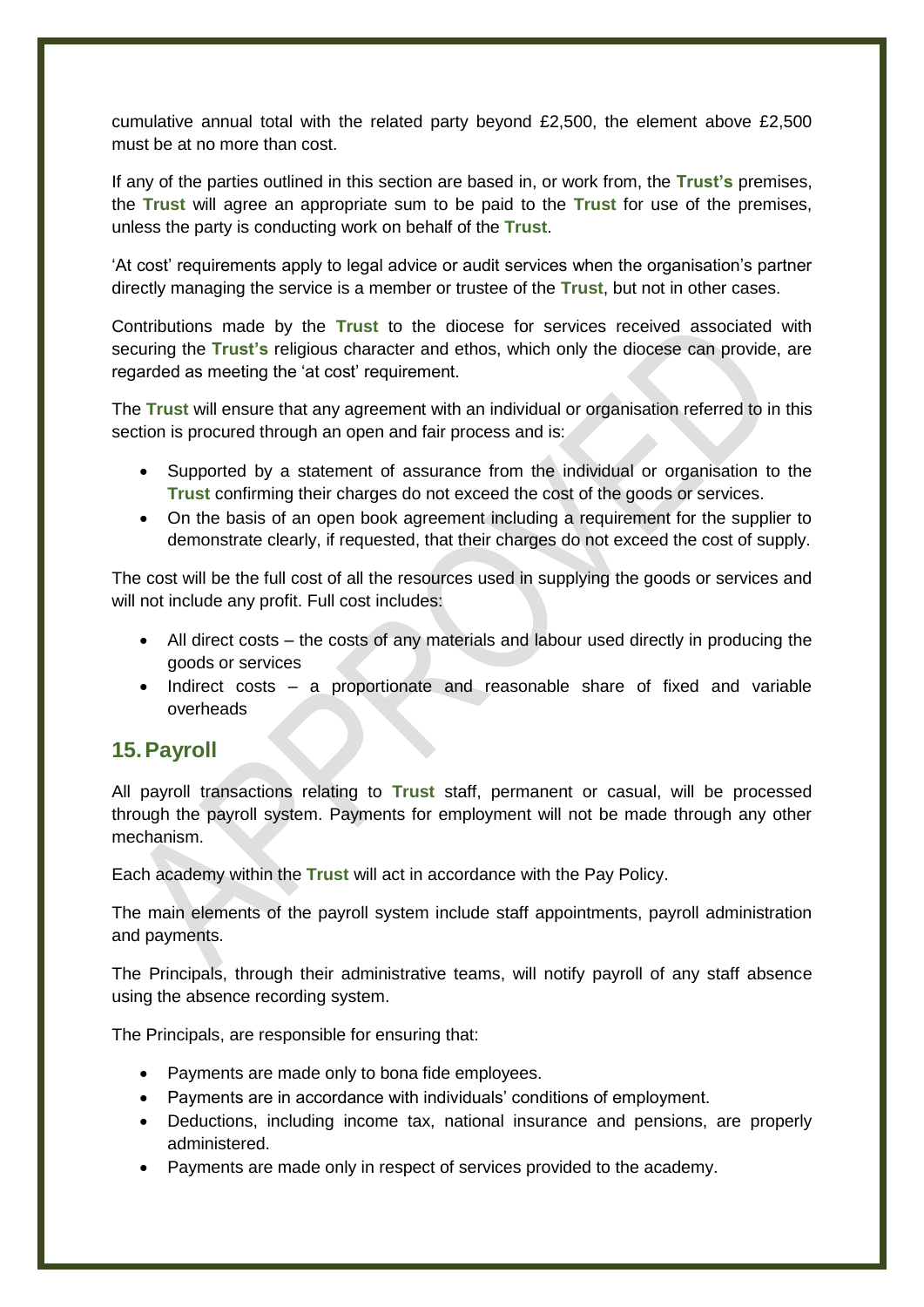cumulative annual total with the related party beyond £2,500, the element above £2,500 must be at no more than cost.

If any of the parties outlined in this section are based in, or work from, the **Trust's** premises, the **Trust** will agree an appropriate sum to be paid to the **Trust** for use of the premises, unless the party is conducting work on behalf of the **Trust**.

'At cost' requirements apply to legal advice or audit services when the organisation's partner directly managing the service is a member or trustee of the **Trust**, but not in other cases.

Contributions made by the **Trust** to the diocese for services received associated with securing the **Trust's** religious character and ethos, which only the diocese can provide, are regarded as meeting the 'at cost' requirement.

The **Trust** will ensure that any agreement with an individual or organisation referred to in this section is procured through an open and fair process and is:

- Supported by a statement of assurance from the individual or organisation to the **Trust** confirming their charges do not exceed the cost of the goods or services.
- On the basis of an open book agreement including a requirement for the supplier to demonstrate clearly, if requested, that their charges do not exceed the cost of supply.

The cost will be the full cost of all the resources used in supplying the goods or services and will not include any profit. Full cost includes:

- All direct costs – the costs of any materials and labour used directly in producing the goods or services
- Indirect costs – a proportionate and reasonable share of fixed and variable overheads

## 15. Payroll

All payroll transactions relating to **Trust** staff, permanent or casual, will be processed through the payroll system. Payments for employment will not be made through any other mechanism.

Each academy within the **Trust** will act in accordance with the Pay Policy.

The main elements of the payroll system include staff appointments, payroll administration and payments.

The Principals, through their administrative teams, will notify payroll of any staff absence using the absence recording system.

The Principals, are responsible for ensuring that:

- Payments are made only to bona fide employees.
- Payments are in accordance with individuals' conditions of employment.
- Deductions, including income tax, national insurance and pensions, are properly administered.
- Payments are made only in respect of services provided to the academy.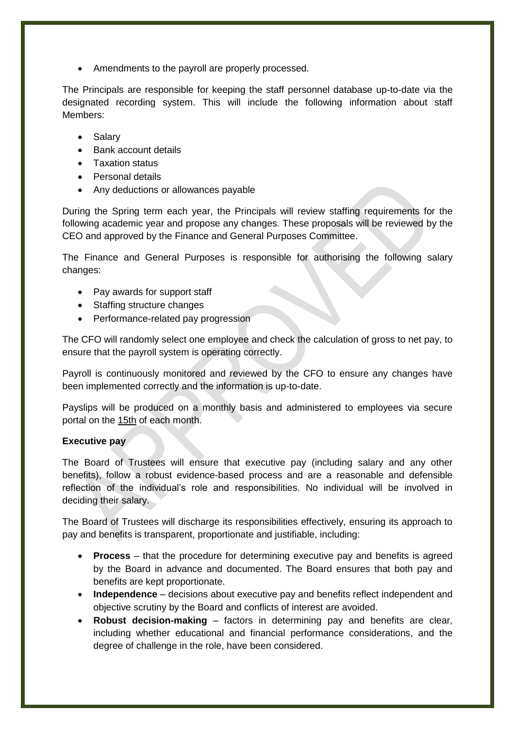- Amendments to the payroll are properly processed.

The Principals are responsible for keeping the staff personnel database up-to-date via the designated recording system. This will include the following information about staff Members:

- Salary
- Bank account details
- Taxation status
- Personal details
- Any deductions or allowances payable

During the Spring term each year, the Principals will review staffing requirements for the following academic year and propose any changes. These proposals will be reviewed by the CEO and approved by the Finance and General Purposes Committee.

The Finance and General Purposes is responsible for authorising the following salary changes:

- Pay awards for support staff
- Staffing structure changes
- Performance-related pay progression

The CFO will randomly select one employee and check the calculation of gross to net pay, to ensure that the payroll system is operating correctly.

Payroll is continuously monitored and reviewed by the CFO to ensure any changes have been implemented correctly and the information is up-to-date.

Payslips will be produced on a monthly basis and administered to employees via secure portal on the 15th of each month.

**Executive pay**

The Board of Trustees will ensure that executive pay (including salary and any other benefits), follow a robust evidence-based process and are a reasonable and defensible reflection of the individual's role and responsibilities. No individual will be involved in deciding their salary.

The Board of Trustees will discharge its responsibilities effectively, ensuring its approach to pay and benefits is transparent, proportionate and justifiable, including:

- **Process** – that the procedure for determining executive pay and benefits is agreed by the Board in advance and documented. The Board ensures that both pay and benefits are kept proportionate.
- **Independence** – decisions about executive pay and benefits reflect independent and objective scrutiny by the Board and conflicts of interest are avoided.
- **Robust decision-making** – factors in determining pay and benefits are clear, including whether educational and financial performance considerations, and the degree of challenge in the role, have been considered.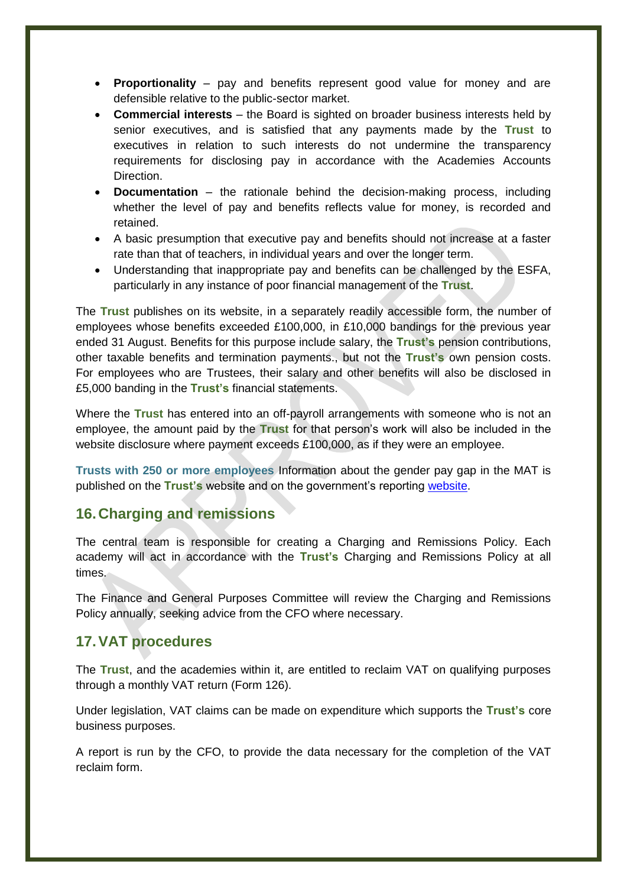- **Proportionality** – pay and benefits represent good value for money and are defensible relative to the public-sector market.
- **Commercial interests** – the Board is sighted on broader business interests held by senior executives, and is satisfied that any payments made by the **Trust** to executives in relation to such interests do not undermine the transparency requirements for disclosing pay in accordance with the Academies Accounts Direction.
- **Documentation** – the rationale behind the decision-making process, including whether the level of pay and benefits reflects value for money, is recorded and retained.
- A basic presumption that executive pay and benefits should not increase at a faster rate than that of teachers, in individual years and over the longer term.
- Understanding that inappropriate pay and benefits can be challenged by the ESFA, particularly in any instance of poor financial management of the **Trust**.

The **Trust** publishes on its website, in a separately readily accessible form, the number of employees whose benefits exceeded £100,000, in £10,000 bandings for the previous year ended 31 August. Benefits for this purpose include salary, the **Trust's** pension contributions, other taxable benefits and termination payments., but not the **Trust's** own pension costs. For employees who are Trustees, their salary and other benefits will also be disclosed in £5,000 banding in the **Trust's** financial statements.

Where the **Trust** has entered into an off-payroll arrangements with someone who is not an employee, the amount paid by the **Trust** for that person's work will also be included in the website disclosure where payment exceeds £100,000, as if they were an employee.

**Trusts with 250 or more employees** Information about the gender pay gap in the MAT is published on the **Trust's** website and on the government's reporting [website](website).

## 16. Charging and remissions

The central team is responsible for creating a Charging and Remissions Policy. Each academy will act in accordance with the **Trust's** Charging and Remissions Policy at all times.

The Finance and General Purposes Committee will review the Charging and Remissions Policy annually, seeking advice from the CFO where necessary.

## 17. VAT procedures

The **Trust**, and the academies within it, are entitled to reclaim VAT on qualifying purposes through a monthly VAT return (Form 126).

Under legislation, VAT claims can be made on expenditure which supports the **Trust's** core business purposes.

A report is run by the CFO, to provide the data necessary for the completion of the VAT reclaim form.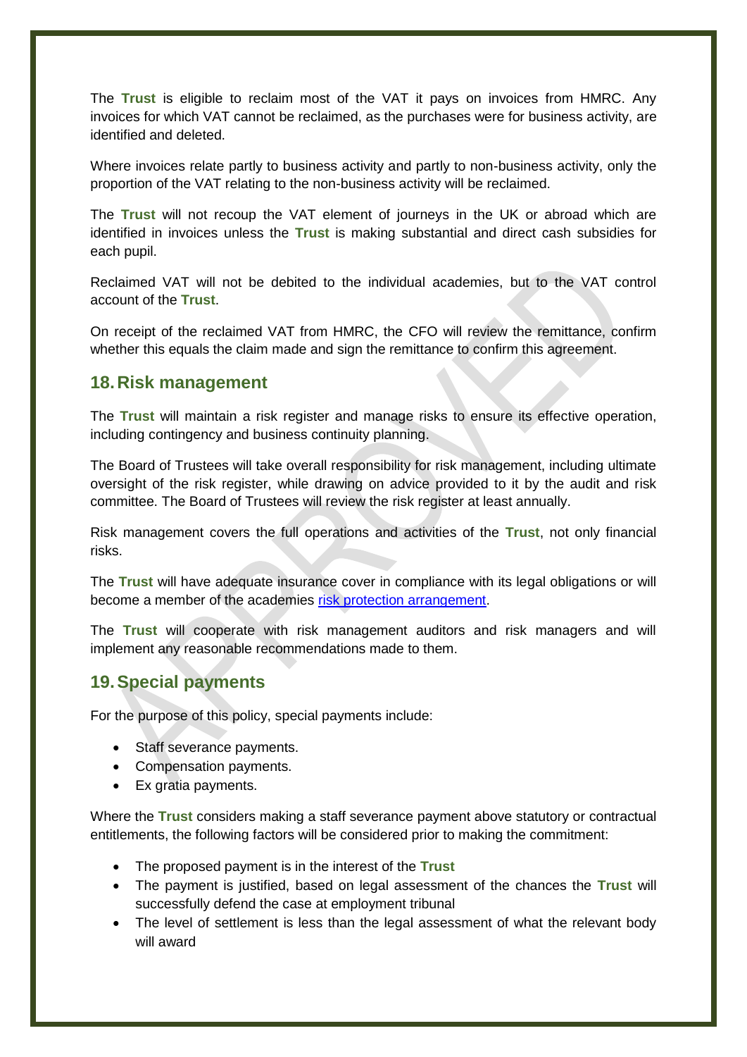The **Trust** is eligible to reclaim most of the VAT it pays on invoices from HMRC. Any invoices for which VAT cannot be reclaimed, as the purchases were for business activity, are identified and deleted.

Where invoices relate partly to business activity and partly to non-business activity, only the proportion of the VAT relating to the non-business activity will be reclaimed.

The **Trust** will not recoup the VAT element of journeys in the UK or abroad which are identified in invoices unless the **Trust** is making substantial and direct cash subsidies for each pupil.

Reclaimed VAT will not be debited to the individual academies, but to the VAT control account of the **Trust**.

On receipt of the reclaimed VAT from HMRC, the CFO will review the remittance, confirm whether this equals the claim made and sign the remittance to confirm this agreement.

## 18. Risk management

The **Trust** will maintain a risk register and manage risks to ensure its effective operation, including contingency and business continuity planning.

The Board of Trustees will take overall responsibility for risk management, including ultimate oversight of the risk register, while drawing on advice provided to it by the audit and risk committee. The Board of Trustees will review the risk register at least annually.

Risk management covers the full operations and activities of the **Trust**, not only financial risks.

The **Trust** will have adequate insurance cover in compliance with its legal obligations or will become a member of the academies risk protection arrangement.

The **Trust** will cooperate with risk management auditors and risk managers and will implement any reasonable recommendations made to them.

## 19. Special payments

For the purpose of this policy, special payments include:

- Staff severance payments.
- Compensation payments.
- Ex gratia payments.

Where the **Trust** considers making a staff severance payment above statutory or contractual entitlements, the following factors will be considered prior to making the commitment:

- The proposed payment is in the interest of the **Trust**
- The payment is justified, based on legal assessment of the chances the **Trust** will successfully defend the case at employment tribunal
- The level of settlement is less than the legal assessment of what the relevant body will award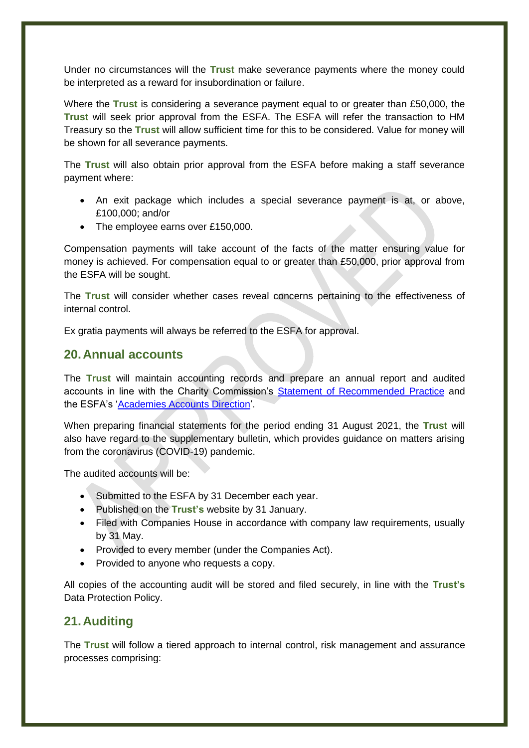Under no circumstances will the **Trust** make severance payments where the money could be interpreted as a reward for insubordination or failure.

Where the **Trust** is considering a severance payment equal to or greater than £50,000, the **Trust** will seek prior approval from the ESFA. The ESFA will refer the transaction to HM Treasury so the **Trust** will allow sufficient time for this to be considered. Value for money will be shown for all severance payments.

The **Trust** will also obtain prior approval from the ESFA before making a staff severance payment where:

- An exit package which includes a special severance payment is at, or above, £100,000; and/or
- The employee earns over £150,000.

Compensation payments will take account of the facts of the matter ensuring value for money is achieved. For compensation equal to or greater than £50,000, prior approval from the ESFA will be sought.

The **Trust** will consider whether cases reveal concerns pertaining to the effectiveness of internal control.

Ex gratia payments will always be referred to the ESFA for approval.

## 20. Annual accounts

The **Trust** will maintain accounting records and prepare an annual report and audited accounts in line with the Charity Commission's Statement of Recommended Practice and the ESFA's 'Academies Accounts Direction'.

When preparing financial statements for the period ending 31 August 2021, the **Trust** will also have regard to the supplementary bulletin, which provides guidance on matters arising from the coronavirus (COVID-19) pandemic.

The audited accounts will be:

- Submitted to the ESFA by 31 December each year.
- Published on the **Trust's** website by 31 January.
- Filed with Companies House in accordance with company law requirements, usually by 31 May.
- Provided to every member (under the Companies Act).
- Provided to anyone who requests a copy.

All copies of the accounting audit will be stored and filed securely, in line with the **Trust's** Data Protection Policy.

## 21. Auditing

The **Trust** will follow a tiered approach to internal control, risk management and assurance processes comprising: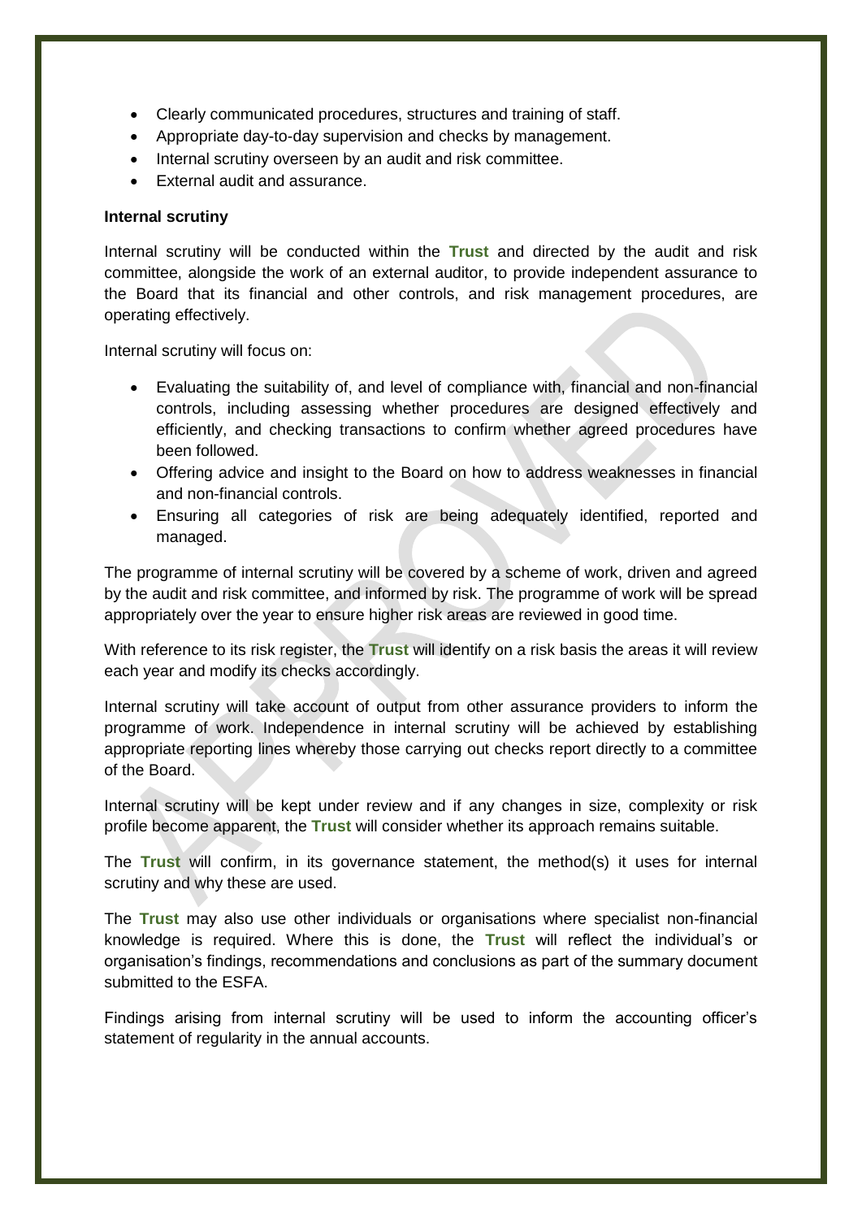- Clearly communicated procedures, structures and training of staff.
- Appropriate day-to-day supervision and checks by management.
- Internal scrutiny overseen by an audit and risk committee.
- External audit and assurance.

**Internal scrutiny**

Internal scrutiny will be conducted within the **Trust** and directed by the audit and risk committee, alongside the work of an external auditor, to provide independent assurance to the Board that its financial and other controls, and risk management procedures, are operating effectively.

Internal scrutiny will focus on:

- Evaluating the suitability of, and level of compliance with, financial and non-financial controls, including assessing whether procedures are designed effectively and efficiently, and checking transactions to confirm whether agreed procedures have been followed.
- Offering advice and insight to the Board on how to address weaknesses in financial and non-financial controls.
- Ensuring all categories of risk are being adequately identified, reported and managed.

The programme of internal scrutiny will be covered by a scheme of work, driven and agreed by the audit and risk committee, and informed by risk. The programme of work will be spread appropriately over the year to ensure higher risk areas are reviewed in good time.

With reference to its risk register, the **Trust** will identify on a risk basis the areas it will review each year and modify its checks accordingly.

Internal scrutiny will take account of output from other assurance providers to inform the programme of work. Independence in internal scrutiny will be achieved by establishing appropriate reporting lines whereby those carrying out checks report directly to a committee of the Board.

Internal scrutiny will be kept under review and if any changes in size, complexity or risk profile become apparent, the **Trust** will consider whether its approach remains suitable.

The **Trust** will confirm, in its governance statement, the method(s) it uses for internal scrutiny and why these are used.

The **Trust** may also use other individuals or organisations where specialist non-financial knowledge is required. Where this is done, the **Trust** will reflect the individual's or organisation's findings, recommendations and conclusions as part of the summary document submitted to the ESFA.

Findings arising from internal scrutiny will be used to inform the accounting officer's statement of regularity in the annual accounts.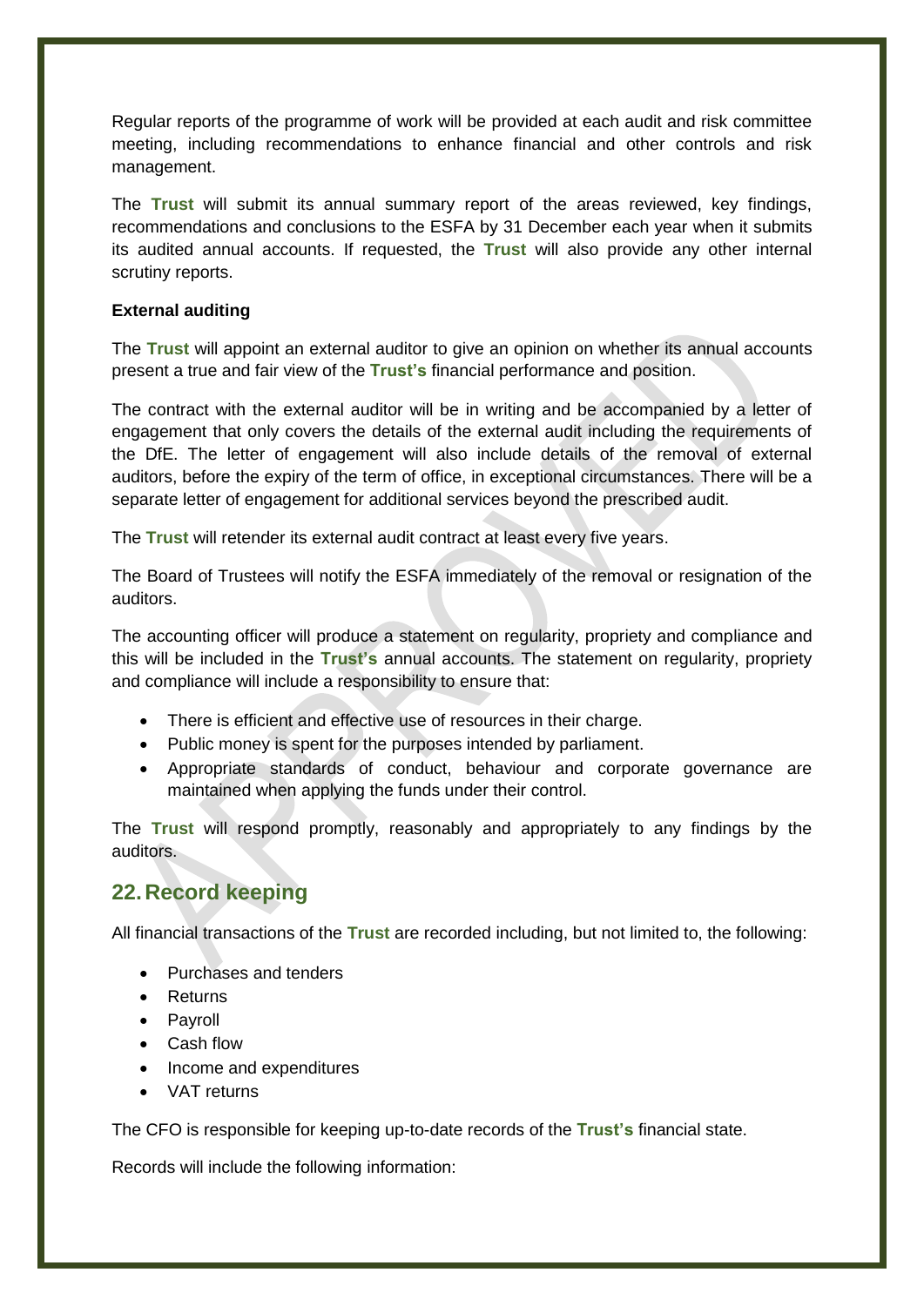Regular reports of the programme of work will be provided at each audit and risk committee meeting, including recommendations to enhance financial and other controls and risk management.

The **Trust** will submit its annual summary report of the areas reviewed, key findings, recommendations and conclusions to the ESFA by 31 December each year when it submits its audited annual accounts. If requested, the **Trust** will also provide any other internal scrutiny reports.

**External auditing**

The **Trust** will appoint an external auditor to give an opinion on whether its annual accounts present a true and fair view of the **Trust's** financial performance and position.

The contract with the external auditor will be in writing and be accompanied by a letter of engagement that only covers the details of the external audit including the requirements of the DfE. The letter of engagement will also include details of the removal of external auditors, before the expiry of the term of office, in exceptional circumstances. There will be a separate letter of engagement for additional services beyond the prescribed audit.

The **Trust** will retender its external audit contract at least every five years.

The Board of Trustees will notify the ESFA immediately of the removal or resignation of the auditors.

The accounting officer will produce a statement on regularity, propriety and compliance and this will be included in the **Trust's** annual accounts. The statement on regularity, propriety and compliance will include a responsibility to ensure that:

- There is efficient and effective use of resources in their charge.
- Public money is spent for the purposes intended by parliament.
- Appropriate standards of conduct, behaviour and corporate governance are maintained when applying the funds under their control.

The **Trust** will respond promptly, reasonably and appropriately to any findings by the auditors.

## 22. Record keeping

All financial transactions of the **Trust** are recorded including, but not limited to, the following:

- Purchases and tenders
- Returns
- Payroll
- Cash flow
- Income and expenditures
- VAT returns

The CFO is responsible for keeping up-to-date records of the **Trust's** financial state.

Records will include the following information: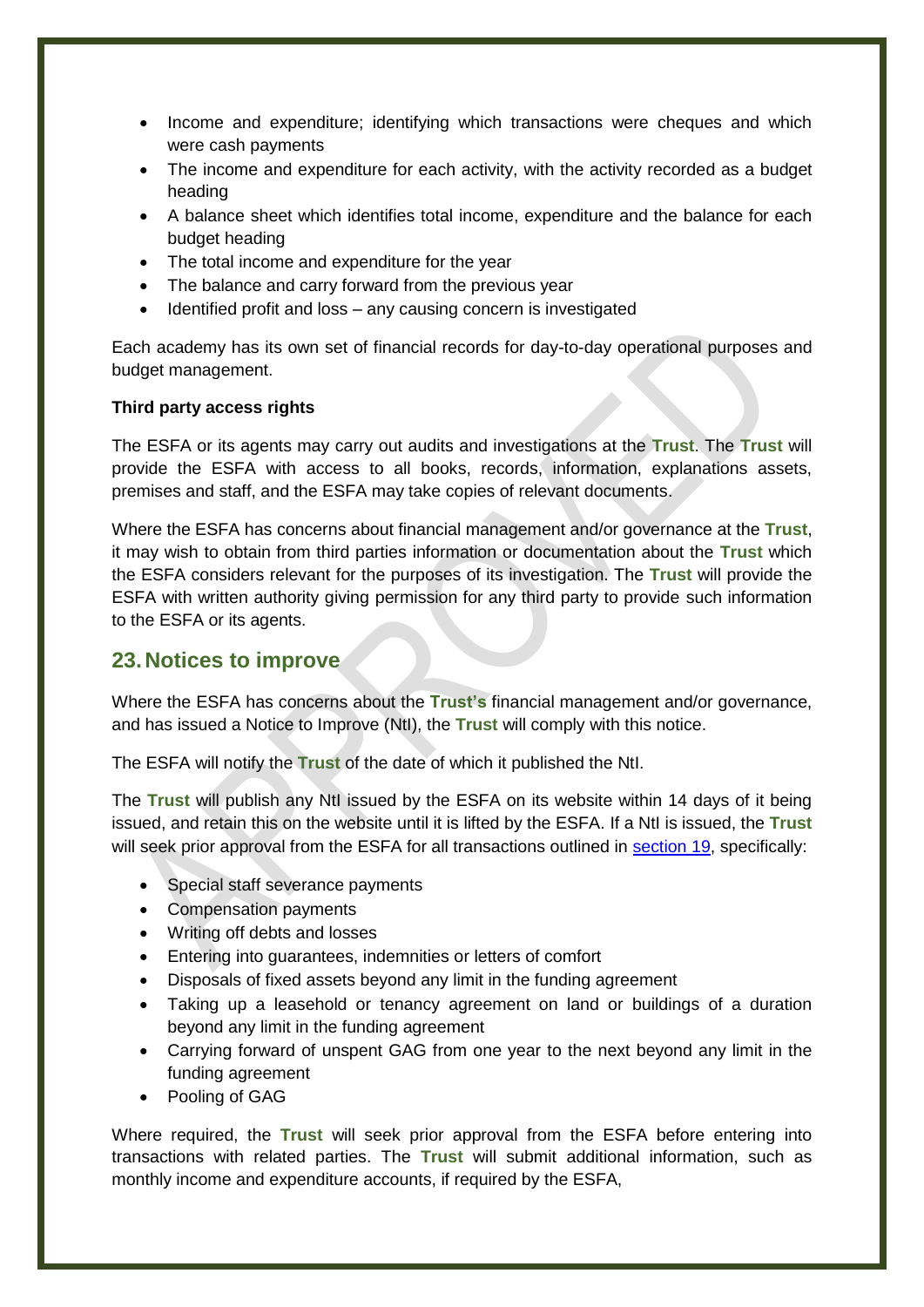- Income and expenditure; identifying which transactions were cheques and which were cash payments
- The income and expenditure for each activity, with the activity recorded as a budget heading
- A balance sheet which identifies total income, expenditure and the balance for each budget heading
- The total income and expenditure for the year
- The balance and carry forward from the previous year
- Identified profit and loss – any causing concern is investigated

Each academy has its own set of financial records for day-to-day operational purposes and budget management.

**Third party access rights**

The ESFA or its agents may carry out audits and investigations at the **Trust**. The **Trust** will provide the ESFA with access to all books, records, information, explanations assets, premises and staff, and the ESFA may take copies of relevant documents.

Where the ESFA has concerns about financial management and/or governance at the **Trust**, it may wish to obtain from third parties information or documentation about the **Trust** which the ESFA considers relevant for the purposes of its investigation. The **Trust** will provide the ESFA with written authority giving permission for any third party to provide such information to the ESFA or its agents.

## 23. Notices to improve

Where the ESFA has concerns about the **Trust's** financial management and/or governance, and has issued a Notice to Improve (NtI), the **Trust** will comply with this notice.

The ESFA will notify the **Trust** of the date of which it published the NtI.

The **Trust** will publish any NtI issued by the ESFA on its website within 14 days of it being issued, and retain this on the website until it is lifted by the ESFA. If a NtI is issued, the **Trust** will seek prior approval from the ESFA for all transactions outlined in section 19, specifically:

- Special staff severance payments
- Compensation payments
- Writing off debts and losses
- Entering into guarantees, indemnities or letters of comfort
- Disposals of fixed assets beyond any limit in the funding agreement
- Taking up a leasehold or tenancy agreement on land or buildings of a duration beyond any limit in the funding agreement
- Carrying forward of unspent GAG from one year to the next beyond any limit in the funding agreement
- Pooling of GAG

Where required, the **Trust** will seek prior approval from the ESFA before entering into transactions with related parties. The **Trust** will submit additional information, such as monthly income and expenditure accounts, if required by the ESFA,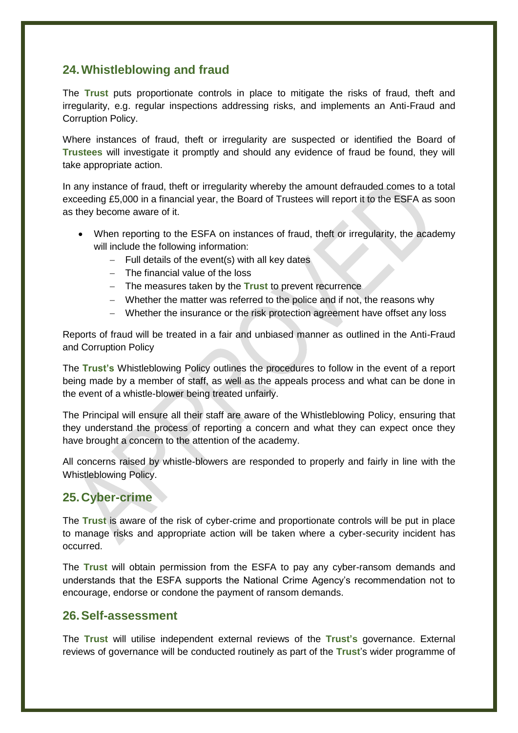## 24. Whistleblowing and fraud

The **Trust** puts proportionate controls in place to mitigate the risks of fraud, theft and irregularity, e.g. regular inspections addressing risks, and implements an Anti-Fraud and Corruption Policy.

Where instances of fraud, theft or irregularity are suspected or identified the Board of **Trustees** will investigate it promptly and should any evidence of fraud be found, they will take appropriate action.

In any instance of fraud, theft or irregularity whereby the amount defrauded comes to a total exceeding £5,000 in a financial year, the Board of Trustees will report it to the ESFA as soon as they become aware of it.

- When reporting to the ESFA on instances of fraud, theft or irregularity, the academy will include the following information:
  - Full details of the event(s) with all key dates
  - The financial value of the loss
  - The measures taken by the **Trust** to prevent recurrence
  - Whether the matter was referred to the police and if not, the reasons why
  - Whether the insurance or the risk protection agreement have offset any loss

Reports of fraud will be treated in a fair and unbiased manner as outlined in the Anti-Fraud and Corruption Policy

The **Trust's** Whistleblowing Policy outlines the procedures to follow in the event of a report being made by a member of staff, as well as the appeals process and what can be done in the event of a whistle-blower being treated unfairly.

The Principal will ensure all their staff are aware of the Whistleblowing Policy, ensuring that they understand the process of reporting a concern and what they can expect once they have brought a concern to the attention of the academy.

All concerns raised by whistle-blowers are responded to properly and fairly in line with the Whistleblowing Policy.

## 25. Cyber-crime

The **Trust** is aware of the risk of cyber-crime and proportionate controls will be put in place to manage risks and appropriate action will be taken where a cyber-security incident has occurred.

The **Trust** will obtain permission from the ESFA to pay any cyber-ransom demands and understands that the ESFA supports the National Crime Agency's recommendation not to encourage, endorse or condone the payment of ransom demands.

## 26. Self-assessment

The **Trust** will utilise independent external reviews of the **Trust's** governance. External reviews of governance will be conducted routinely as part of the **Trust**'s wider programme of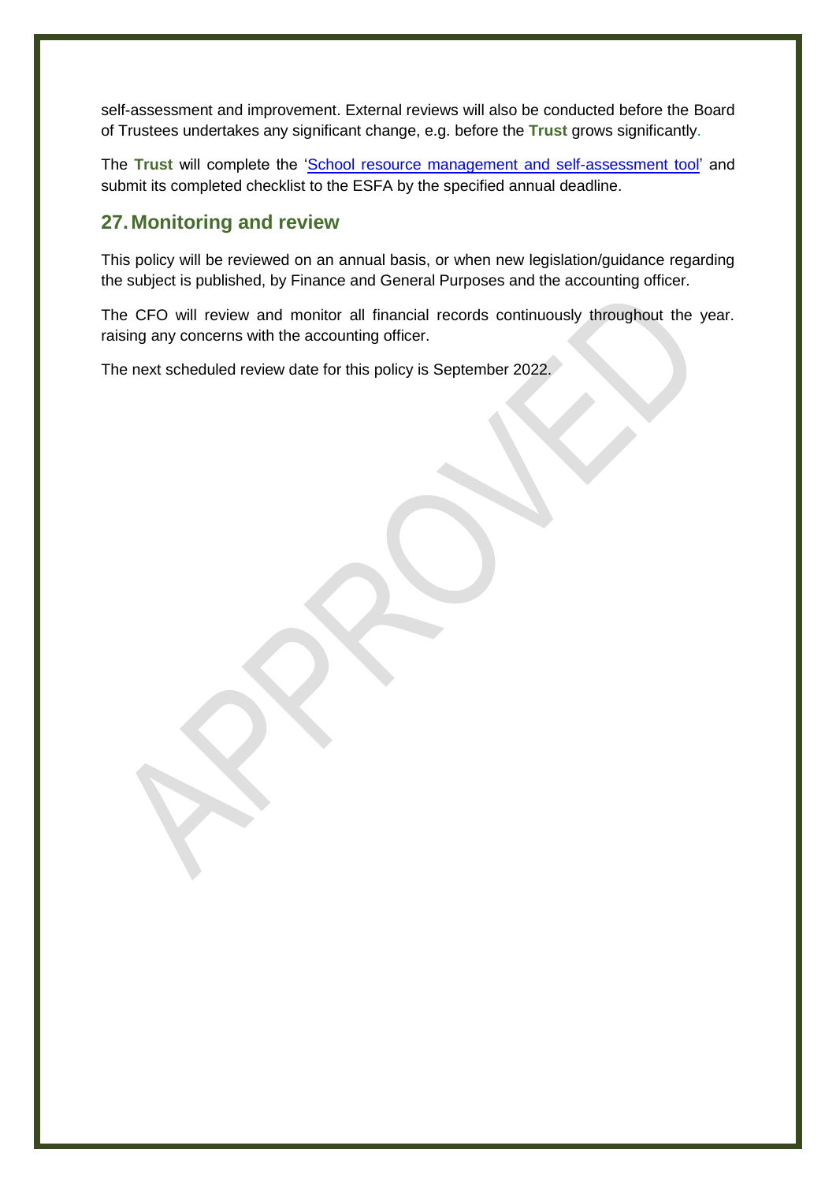self-assessment and improvement. External reviews will also be conducted before the Board of Trustees undertakes any significant change, e.g. before the **Trust** grows significantly.

The **Trust** will complete the '[School resource management and self-assessment tool]' and submit its completed checklist to the ESFA by the specified annual deadline.

## 27. Monitoring and review

This policy will be reviewed on an annual basis, or when new legislation/guidance regarding the subject is published, by Finance and General Purposes and the accounting officer.

The CFO will review and monitor all financial records continuously throughout the year. raising any concerns with the accounting officer.

The next scheduled review date for this policy is September 2022.